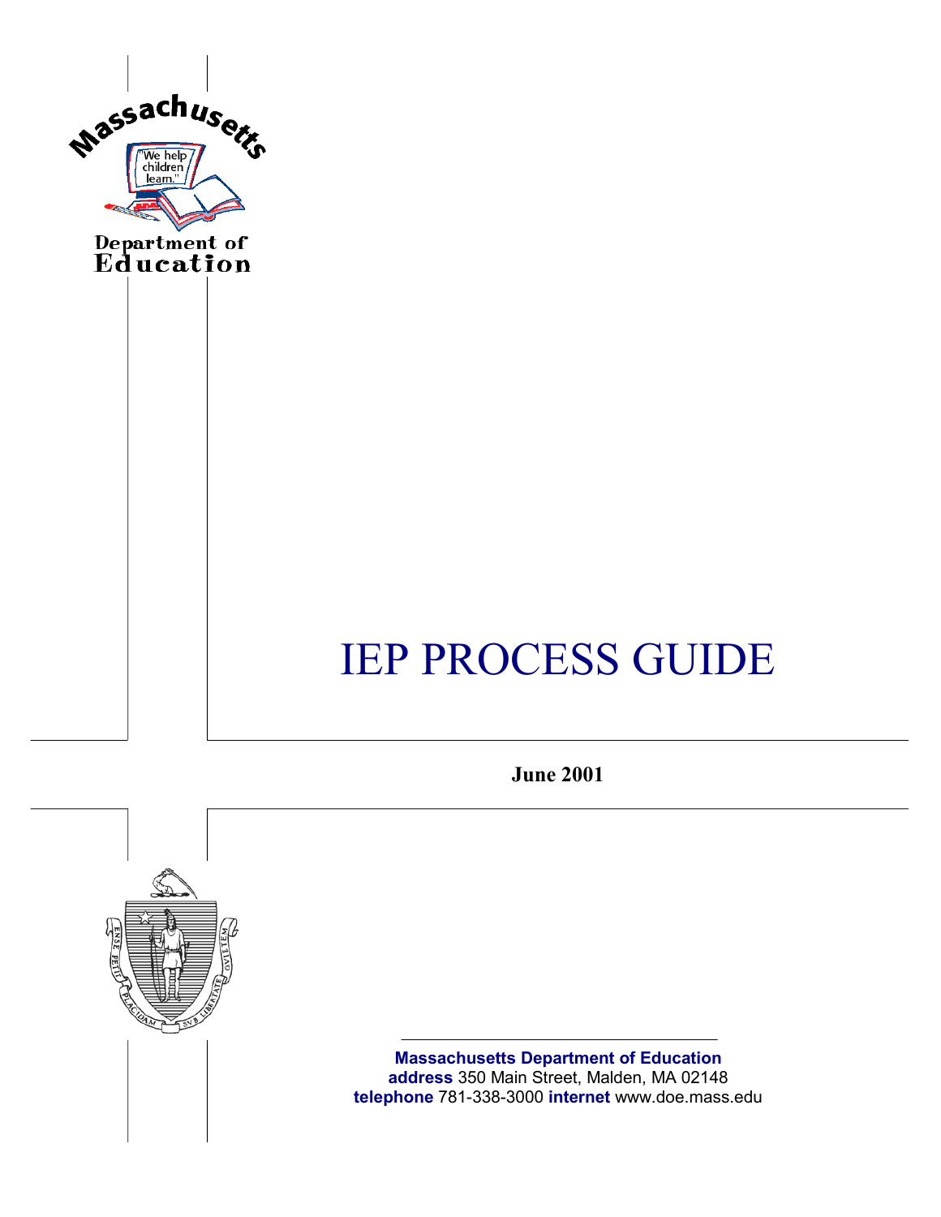Massachusetts

"We help children learn."

Department of Education

# IEP PROCESS GUIDE

**June 2001**

**Massachusetts Department of Education**
**address** 350 Main Street, Malden, MA 02148
**telephone** 781-338-3000 **internet** www.doe.mass.edu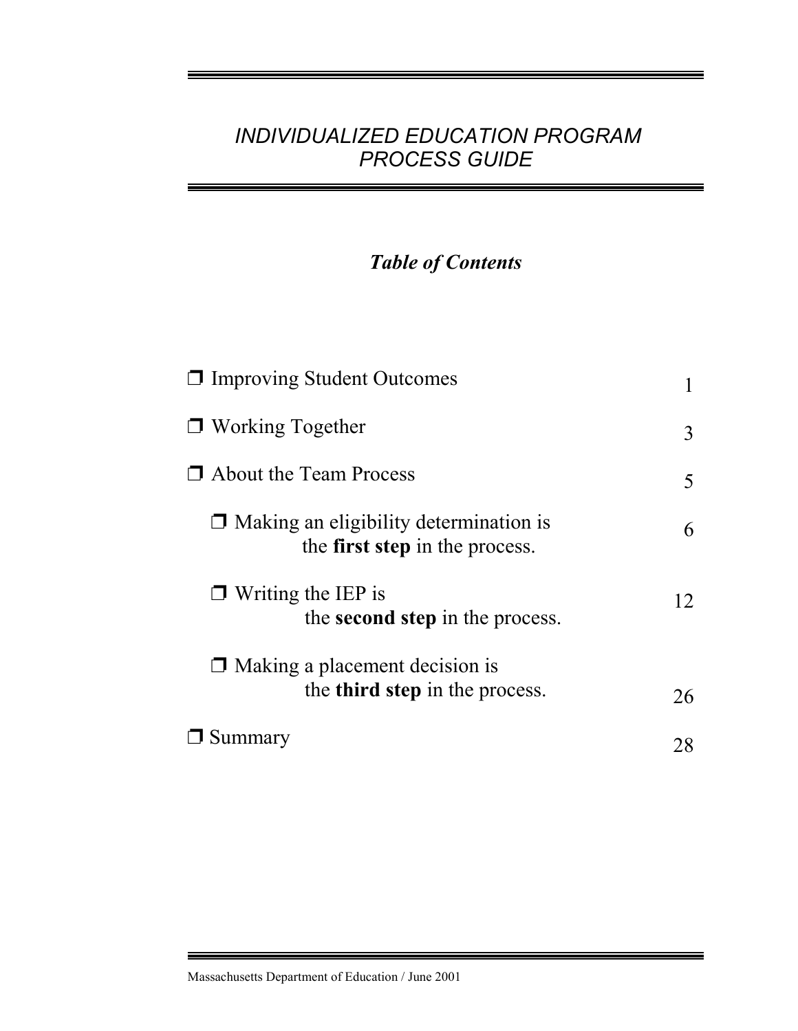# *INDIVIDUALIZED EDUCATION PROGRAM PROCESS GUIDE*

## *Table of Contents*

- ❒ Improving Student Outcomes 1
- ❒ Working Together 3
- ❒ About the Team Process 5
  - ❒ Making an eligibility determination is the **first step** in the process. 6
  - ❒ Writing the IEP is the **second step** in the process. 12
  - ❒ Making a placement decision is the **third step** in the process. 26
- ❒ Summary 28

Massachusetts Department of Education / June 2001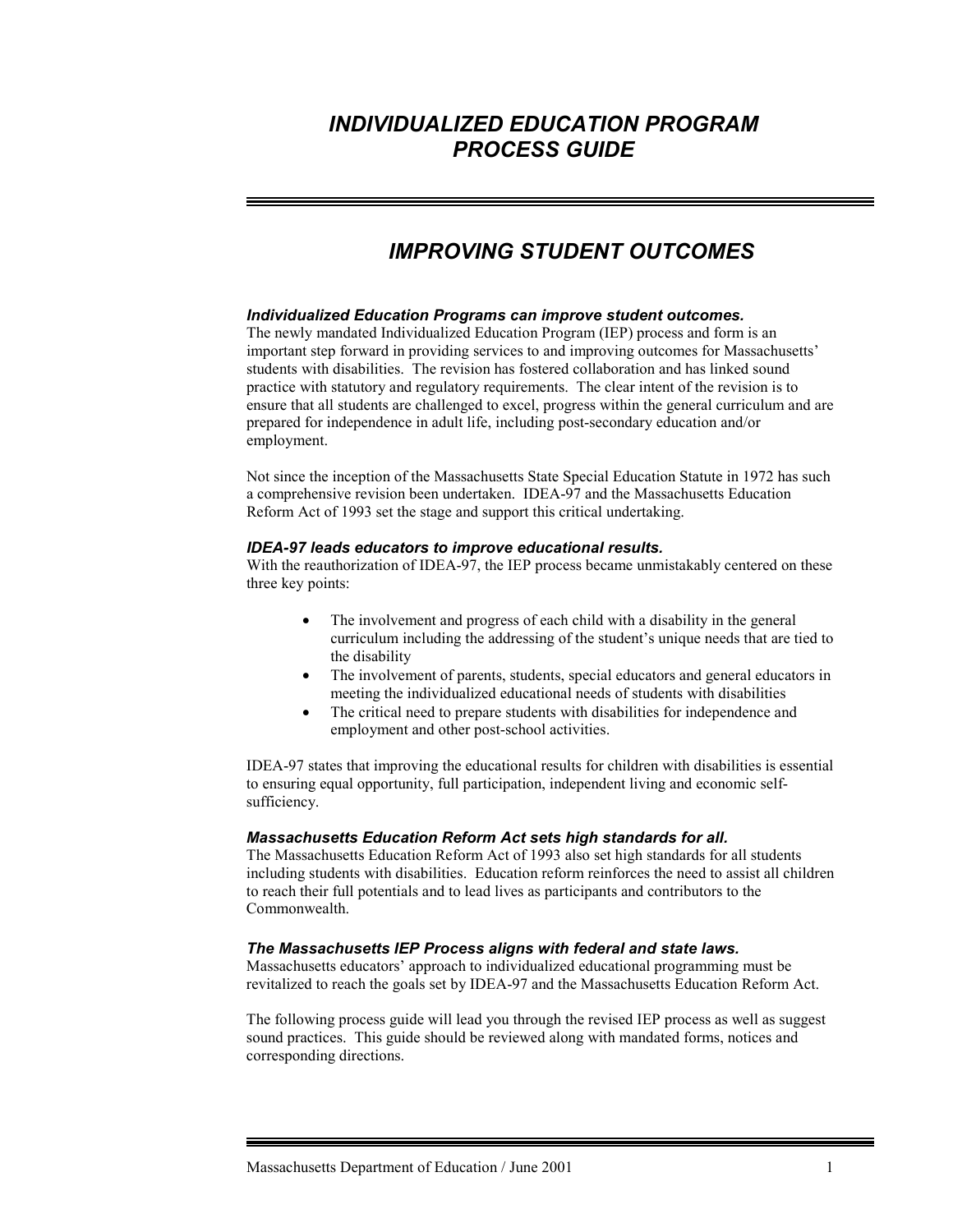# *INDIVIDUALIZED EDUCATION PROGRAM PROCESS GUIDE*

## *IMPROVING STUDENT OUTCOMES*

### *Individualized Education Programs can improve student outcomes.*

The newly mandated Individualized Education Program (IEP) process and form is an important step forward in providing services to and improving outcomes for Massachusetts' students with disabilities. The revision has fostered collaboration and has linked sound practice with statutory and regulatory requirements. The clear intent of the revision is to ensure that all students are challenged to excel, progress within the general curriculum and are prepared for independence in adult life, including post-secondary education and/or employment.

Not since the inception of the Massachusetts State Special Education Statute in 1972 has such a comprehensive revision been undertaken. IDEA-97 and the Massachusetts Education Reform Act of 1993 set the stage and support this critical undertaking.

### *IDEA-97 leads educators to improve educational results.*

With the reauthorization of IDEA-97, the IEP process became unmistakably centered on these three key points:

- The involvement and progress of each child with a disability in the general curriculum including the addressing of the student's unique needs that are tied to the disability
- The involvement of parents, students, special educators and general educators in meeting the individualized educational needs of students with disabilities
- The critical need to prepare students with disabilities for independence and employment and other post-school activities.

IDEA-97 states that improving the educational results for children with disabilities is essential to ensuring equal opportunity, full participation, independent living and economic self-sufficiency.

### *Massachusetts Education Reform Act sets high standards for all.*

The Massachusetts Education Reform Act of 1993 also set high standards for all students including students with disabilities. Education reform reinforces the need to assist all children to reach their full potentials and to lead lives as participants and contributors to the Commonwealth.

### *The Massachusetts IEP Process aligns with federal and state laws.*

Massachusetts educators' approach to individualized educational programming must be revitalized to reach the goals set by IDEA-97 and the Massachusetts Education Reform Act.

The following process guide will lead you through the revised IEP process as well as suggest sound practices. This guide should be reviewed along with mandated forms, notices and corresponding directions.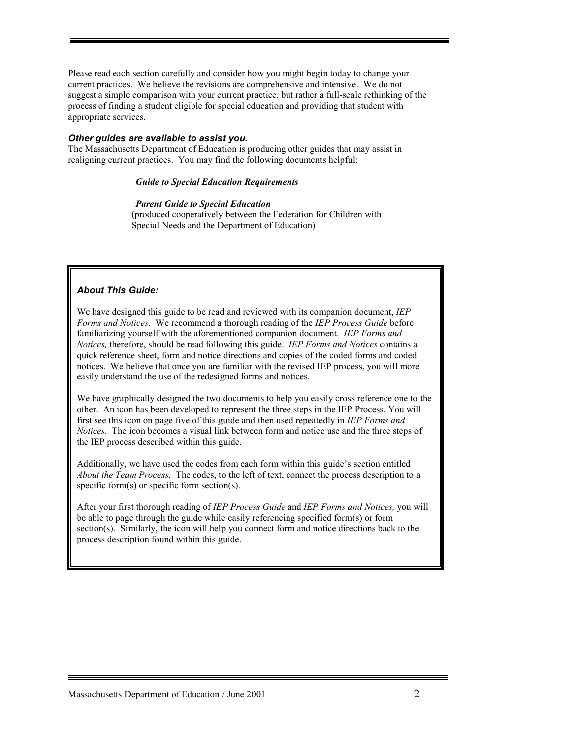Please read each section carefully and consider how you might begin today to change your current practices. We believe the revisions are comprehensive and intensive. We do not suggest a simple comparison with your current practice, but rather a full-scale rethinking of the process of finding a student eligible for special education and providing that student with appropriate services.

***Other guides are available to assist you.***

The Massachusetts Department of Education is producing other guides that may assist in realigning current practices. You may find the following documents helpful:

> ***Guide to Special Education Requirements***
>
> ***Parent Guide to Special Education***
> (produced cooperatively between the Federation for Children with Special Needs and the Department of Education)

***About This Guide:***

We have designed this guide to be read and reviewed with its companion document, *IEP Forms and Notices*. We recommend a thorough reading of the *IEP Process Guide* before familiarizing yourself with the aforementioned companion document. *IEP Forms and Notices,* therefore, should be read following this guide. *IEP Forms and Notices* contains a quick reference sheet, form and notice directions and copies of the coded forms and coded notices. We believe that once you are familiar with the revised IEP process, you will more easily understand the use of the redesigned forms and notices.

We have graphically designed the two documents to help you easily cross reference one to the other. An icon has been developed to represent the three steps in the IEP Process. You will first see this icon on page five of this guide and then used repeatedly in *IEP Forms and Notices*. The icon becomes a visual link between form and notice use and the three steps of the IEP process described within this guide.

Additionally, we have used the codes from each form within this guide's section entitled *About the Team Process.* The codes, to the left of text, connect the process description to a specific form(s) or specific form section(s).

After your first thorough reading of *IEP Process Guide* and *IEP Forms and Notices,* you will be able to page through the guide while easily referencing specified form(s) or form section(s). Similarly, the icon will help you connect form and notice directions back to the process description found within this guide.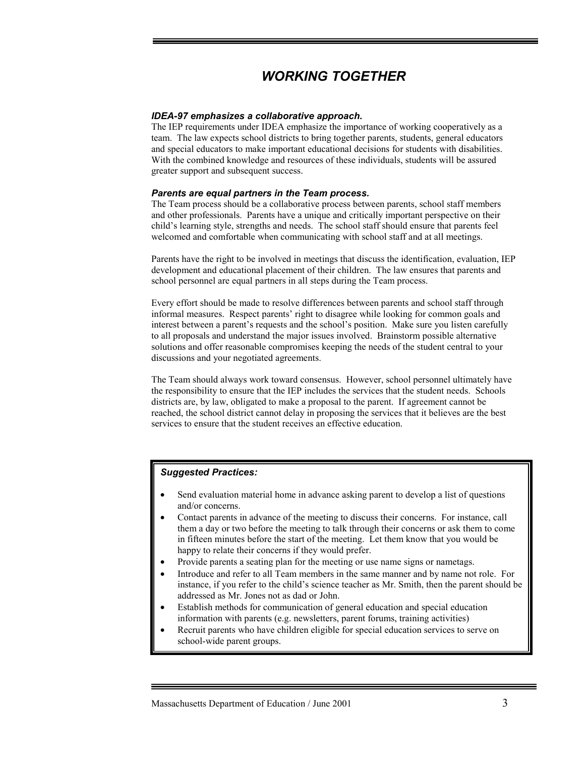# *WORKING TOGETHER*

### *IDEA-97 emphasizes a collaborative approach.*

The IEP requirements under IDEA emphasize the importance of working cooperatively as a team. The law expects school districts to bring together parents, students, general educators and special educators to make important educational decisions for students with disabilities. With the combined knowledge and resources of these individuals, students will be assured greater support and subsequent success.

### *Parents are equal partners in the Team process.*

The Team process should be a collaborative process between parents, school staff members and other professionals. Parents have a unique and critically important perspective on their child's learning style, strengths and needs. The school staff should ensure that parents feel welcomed and comfortable when communicating with school staff and at all meetings.

Parents have the right to be involved in meetings that discuss the identification, evaluation, IEP development and educational placement of their children. The law ensures that parents and school personnel are equal partners in all steps during the Team process.

Every effort should be made to resolve differences between parents and school staff through informal measures. Respect parents' right to disagree while looking for common goals and interest between a parent's requests and the school's position. Make sure you listen carefully to all proposals and understand the major issues involved. Brainstorm possible alternative solutions and offer reasonable compromises keeping the needs of the student central to your discussions and your negotiated agreements.

The Team should always work toward consensus. However, school personnel ultimately have the responsibility to ensure that the IEP includes the services that the student needs. Schools districts are, by law, obligated to make a proposal to the parent. If agreement cannot be reached, the school district cannot delay in proposing the services that it believes are the best services to ensure that the student receives an effective education.

***Suggested Practices:***

- Send evaluation material home in advance asking parent to develop a list of questions and/or concerns.
- Contact parents in advance of the meeting to discuss their concerns. For instance, call them a day or two before the meeting to talk through their concerns or ask them to come in fifteen minutes before the start of the meeting. Let them know that you would be happy to relate their concerns if they would prefer.
- Provide parents a seating plan for the meeting or use name signs or nametags.
- Introduce and refer to all Team members in the same manner and by name not role. For instance, if you refer to the child's science teacher as Mr. Smith, then the parent should be addressed as Mr. Jones not as dad or John.
- Establish methods for communication of general education and special education information with parents (e.g. newsletters, parent forums, training activities)
- Recruit parents who have children eligible for special education services to serve on school-wide parent groups.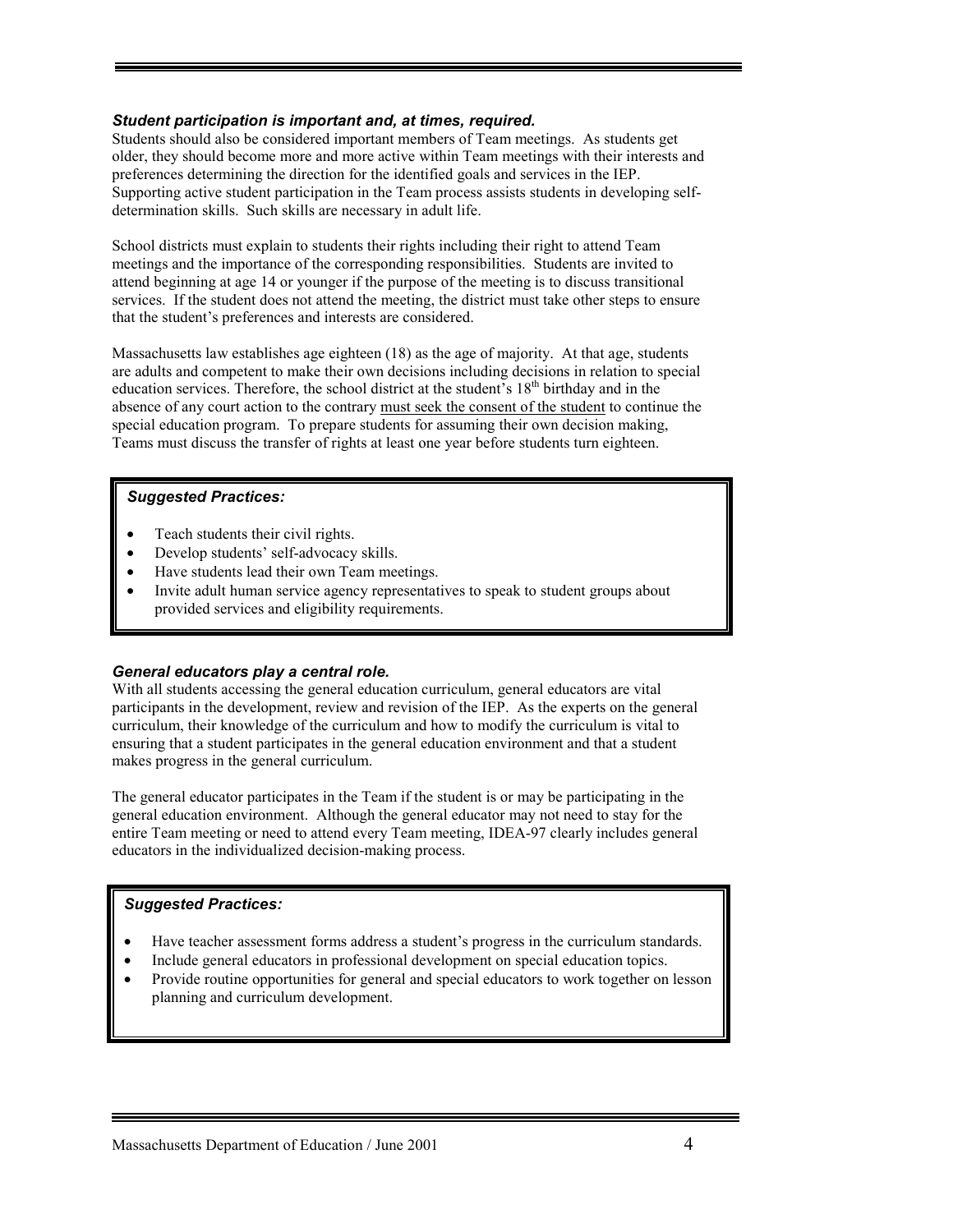### *Student participation is important and, at times, required.*

Students should also be considered important members of Team meetings. As students get older, they should become more and more active within Team meetings with their interests and preferences determining the direction for the identified goals and services in the IEP. Supporting active student participation in the Team process assists students in developing self-determination skills. Such skills are necessary in adult life.

School districts must explain to students their rights including their right to attend Team meetings and the importance of the corresponding responsibilities. Students are invited to attend beginning at age 14 or younger if the purpose of the meeting is to discuss transitional services. If the student does not attend the meeting, the district must take other steps to ensure that the student's preferences and interests are considered.

Massachusetts law establishes age eighteen (18) as the age of majority. At that age, students are adults and competent to make their own decisions including decisions in relation to special education services. Therefore, the school district at the student's 18th birthday and in the absence of any court action to the contrary <u>must seek the consent of the student</u> to continue the special education program. To prepare students for assuming their own decision making, Teams must discuss the transfer of rights at least one year before students turn eighteen.

> ***Suggested Practices:***
>
> - Teach students their civil rights.
> - Develop students' self-advocacy skills.
> - Have students lead their own Team meetings.
> - Invite adult human service agency representatives to speak to student groups about provided services and eligibility requirements.

### *General educators play a central role.*

With all students accessing the general education curriculum, general educators are vital participants in the development, review and revision of the IEP. As the experts on the general curriculum, their knowledge of the curriculum and how to modify the curriculum is vital to ensuring that a student participates in the general education environment and that a student makes progress in the general curriculum.

The general educator participates in the Team if the student is or may be participating in the general education environment. Although the general educator may not need to stay for the entire Team meeting or need to attend every Team meeting, IDEA-97 clearly includes general educators in the individualized decision-making process.

> ***Suggested Practices:***
>
> - Have teacher assessment forms address a student's progress in the curriculum standards.
> - Include general educators in professional development on special education topics.
> - Provide routine opportunities for general and special educators to work together on lesson planning and curriculum development.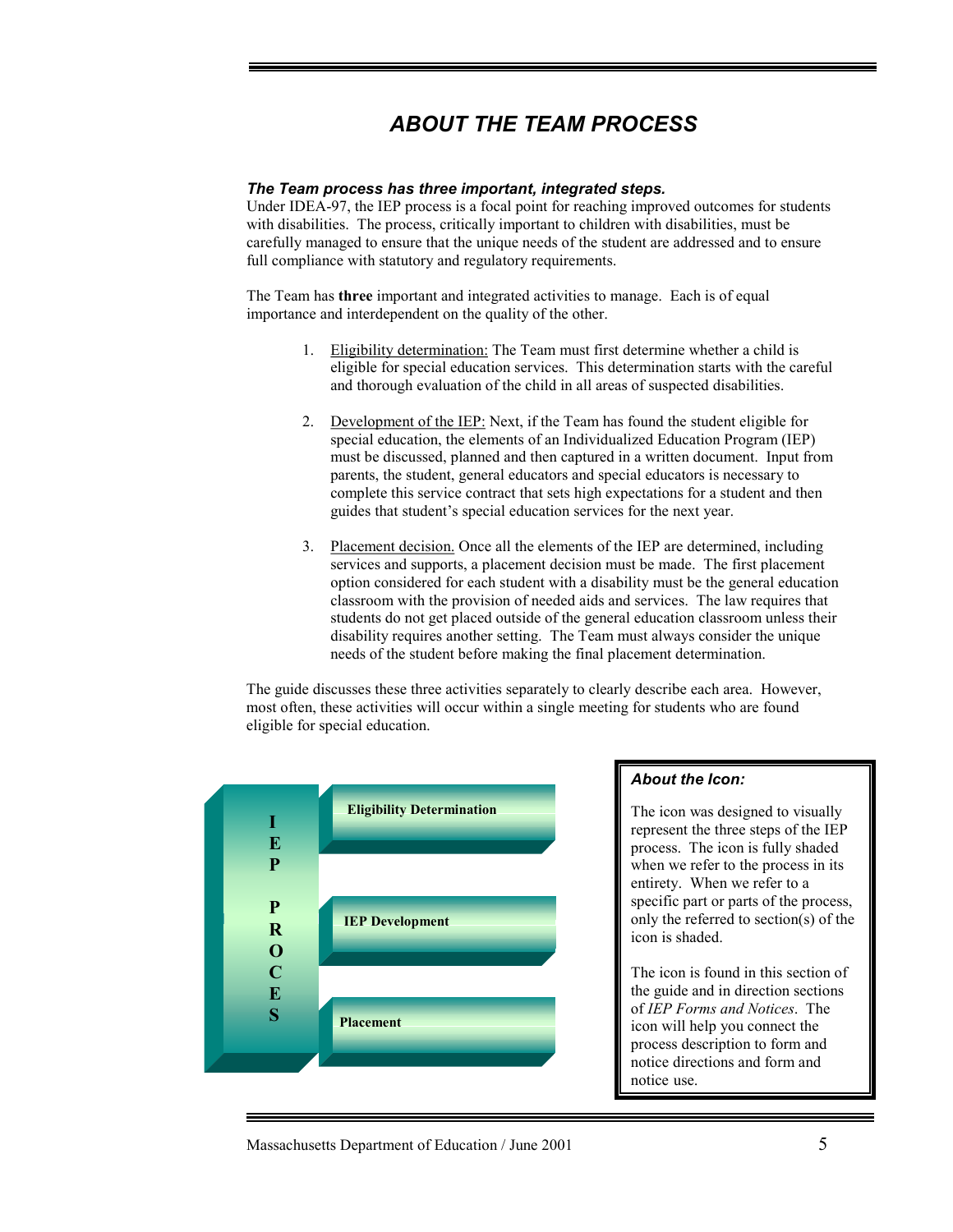# *ABOUT THE TEAM PROCESS*

***The Team process has three important, integrated steps.***

Under IDEA-97, the IEP process is a focal point for reaching improved outcomes for students with disabilities. The process, critically important to children with disabilities, must be carefully managed to ensure that the unique needs of the student are addressed and to ensure full compliance with statutory and regulatory requirements.

The Team has **three** important and integrated activities to manage. Each is of equal importance and interdependent on the quality of the other.

1. Eligibility determination: The Team must first determine whether a child is eligible for special education services. This determination starts with the careful and thorough evaluation of the child in all areas of suspected disabilities.

2. Development of the IEP: Next, if the Team has found the student eligible for special education, the elements of an Individualized Education Program (IEP) must be discussed, planned and then captured in a written document. Input from parents, the student, general educators and special educators is necessary to complete this service contract that sets high expectations for a student and then guides that student's special education services for the next year.

3. Placement decision. Once all the elements of the IEP are determined, including services and supports, a placement decision must be made. The first placement option considered for each student with a disability must be the general education classroom with the provision of needed aids and services. The law requires that students do not get placed outside of the general education classroom unless their disability requires another setting. The Team must always consider the unique needs of the student before making the final placement determination.

The guide discusses these three activities separately to clearly describe each area. However, most often, these activities will occur within a single meeting for students who are found eligible for special education.

**IEP PROCESS**

- **Eligibility Determination**
- **IEP Development**
- **Placement**

***About the Icon:***

The icon was designed to visually represent the three steps of the IEP process. The icon is fully shaded when we refer to the process in its entirety. When we refer to a specific part or parts of the process, only the referred to section(s) of the icon is shaded.

The icon is found in this section of the guide and in direction sections of *IEP Forms and Notices*. The icon will help you connect the process description to form and notice directions and form and notice use.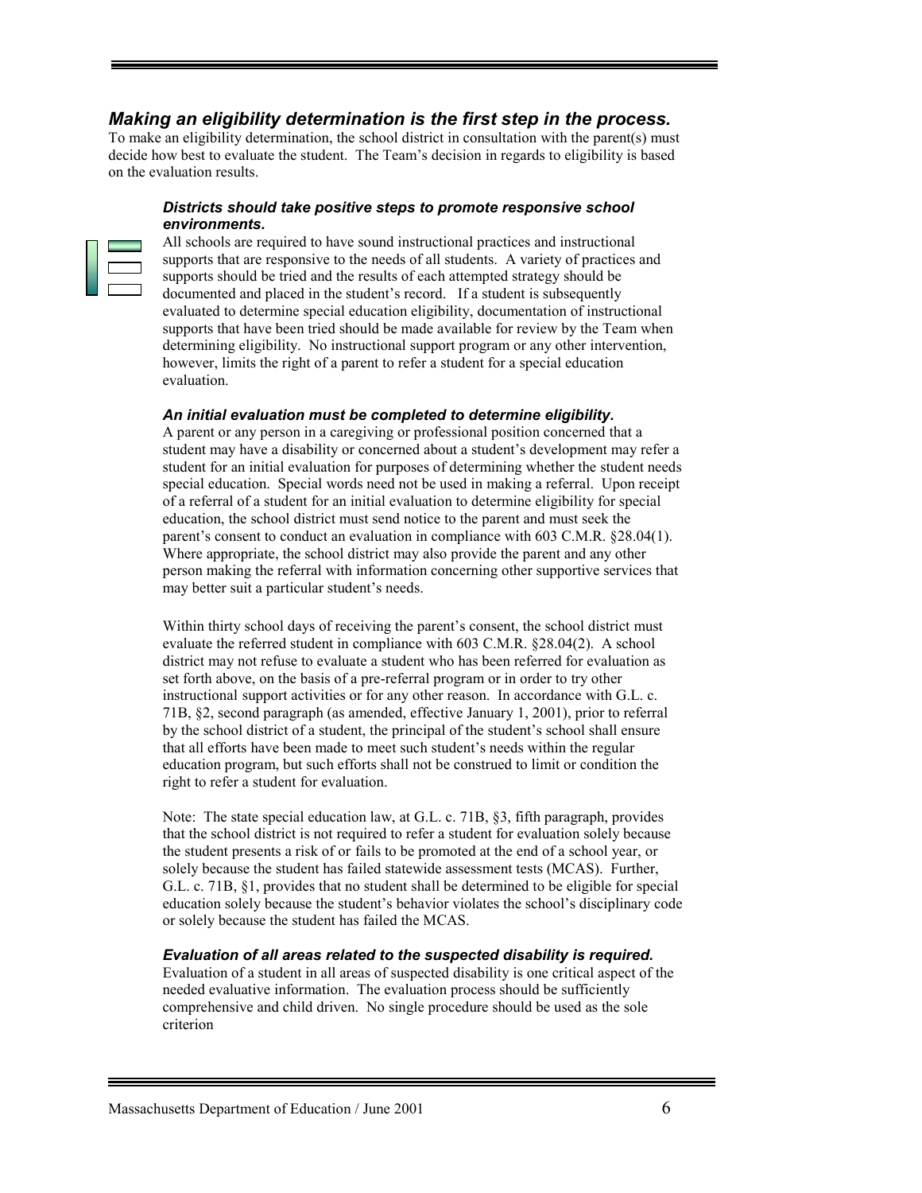## *Making an eligibility determination is the first step in the process.*

To make an eligibility determination, the school district in consultation with the parent(s) must decide how best to evaluate the student. The Team's decision in regards to eligibility is based on the evaluation results.

### *Districts should take positive steps to promote responsive school environments.*

All schools are required to have sound instructional practices and instructional supports that are responsive to the needs of all students. A variety of practices and supports should be tried and the results of each attempted strategy should be documented and placed in the student's record. If a student is subsequently evaluated to determine special education eligibility, documentation of instructional supports that have been tried should be made available for review by the Team when determining eligibility. No instructional support program or any other intervention, however, limits the right of a parent to refer a student for a special education evaluation.

### *An initial evaluation must be completed to determine eligibility.*

A parent or any person in a caregiving or professional position concerned that a student may have a disability or concerned about a student's development may refer a student for an initial evaluation for purposes of determining whether the student needs special education. Special words need not be used in making a referral. Upon receipt of a referral of a student for an initial evaluation to determine eligibility for special education, the school district must send notice to the parent and must seek the parent's consent to conduct an evaluation in compliance with 603 C.M.R. §28.04(1). Where appropriate, the school district may also provide the parent and any other person making the referral with information concerning other supportive services that may better suit a particular student's needs.

Within thirty school days of receiving the parent's consent, the school district must evaluate the referred student in compliance with 603 C.M.R. §28.04(2). A school district may not refuse to evaluate a student who has been referred for evaluation as set forth above, on the basis of a pre-referral program or in order to try other instructional support activities or for any other reason. In accordance with G.L. c. 71B, §2, second paragraph (as amended, effective January 1, 2001), prior to referral by the school district of a student, the principal of the student's school shall ensure that all efforts have been made to meet such student's needs within the regular education program, but such efforts shall not be construed to limit or condition the right to refer a student for evaluation.

Note: The state special education law, at G.L. c. 71B, §3, fifth paragraph, provides that the school district is not required to refer a student for evaluation solely because the student presents a risk of or fails to be promoted at the end of a school year, or solely because the student has failed statewide assessment tests (MCAS). Further, G.L. c. 71B, §1, provides that no student shall be determined to be eligible for special education solely because the student's behavior violates the school's disciplinary code or solely because the student has failed the MCAS.

### *Evaluation of all areas related to the suspected disability is required.*

Evaluation of a student in all areas of suspected disability is one critical aspect of the needed evaluative information. The evaluation process should be sufficiently comprehensive and child driven. No single procedure should be used as the sole criterion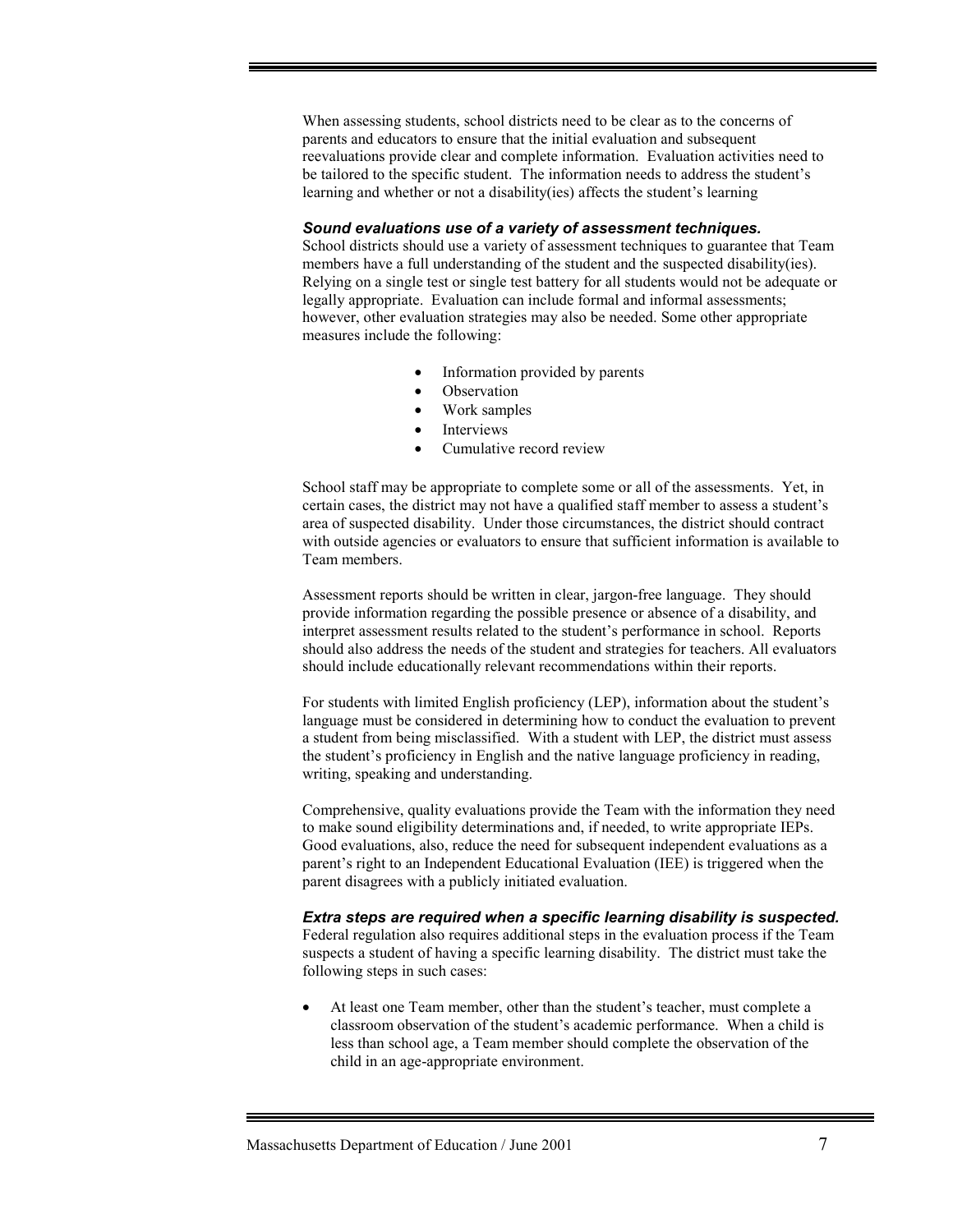When assessing students, school districts need to be clear as to the concerns of parents and educators to ensure that the initial evaluation and subsequent reevaluations provide clear and complete information. Evaluation activities need to be tailored to the specific student. The information needs to address the student's learning and whether or not a disability(ies) affects the student's learning

***Sound evaluations use of a variety of assessment techniques.***

School districts should use a variety of assessment techniques to guarantee that Team members have a full understanding of the student and the suspected disability(ies). Relying on a single test or single test battery for all students would not be adequate or legally appropriate. Evaluation can include formal and informal assessments; however, other evaluation strategies may also be needed. Some other appropriate measures include the following:

- Information provided by parents
- Observation
- Work samples
- Interviews
- Cumulative record review

School staff may be appropriate to complete some or all of the assessments. Yet, in certain cases, the district may not have a qualified staff member to assess a student's area of suspected disability. Under those circumstances, the district should contract with outside agencies or evaluators to ensure that sufficient information is available to Team members.

Assessment reports should be written in clear, jargon-free language. They should provide information regarding the possible presence or absence of a disability, and interpret assessment results related to the student's performance in school. Reports should also address the needs of the student and strategies for teachers. All evaluators should include educationally relevant recommendations within their reports.

For students with limited English proficiency (LEP), information about the student's language must be considered in determining how to conduct the evaluation to prevent a student from being misclassified. With a student with LEP, the district must assess the student's proficiency in English and the native language proficiency in reading, writing, speaking and understanding.

Comprehensive, quality evaluations provide the Team with the information they need to make sound eligibility determinations and, if needed, to write appropriate IEPs. Good evaluations, also, reduce the need for subsequent independent evaluations as a parent's right to an Independent Educational Evaluation (IEE) is triggered when the parent disagrees with a publicly initiated evaluation.

***Extra steps are required when a specific learning disability is suspected.***

Federal regulation also requires additional steps in the evaluation process if the Team suspects a student of having a specific learning disability. The district must take the following steps in such cases:

- At least one Team member, other than the student's teacher, must complete a classroom observation of the student's academic performance. When a child is less than school age, a Team member should complete the observation of the child in an age-appropriate environment.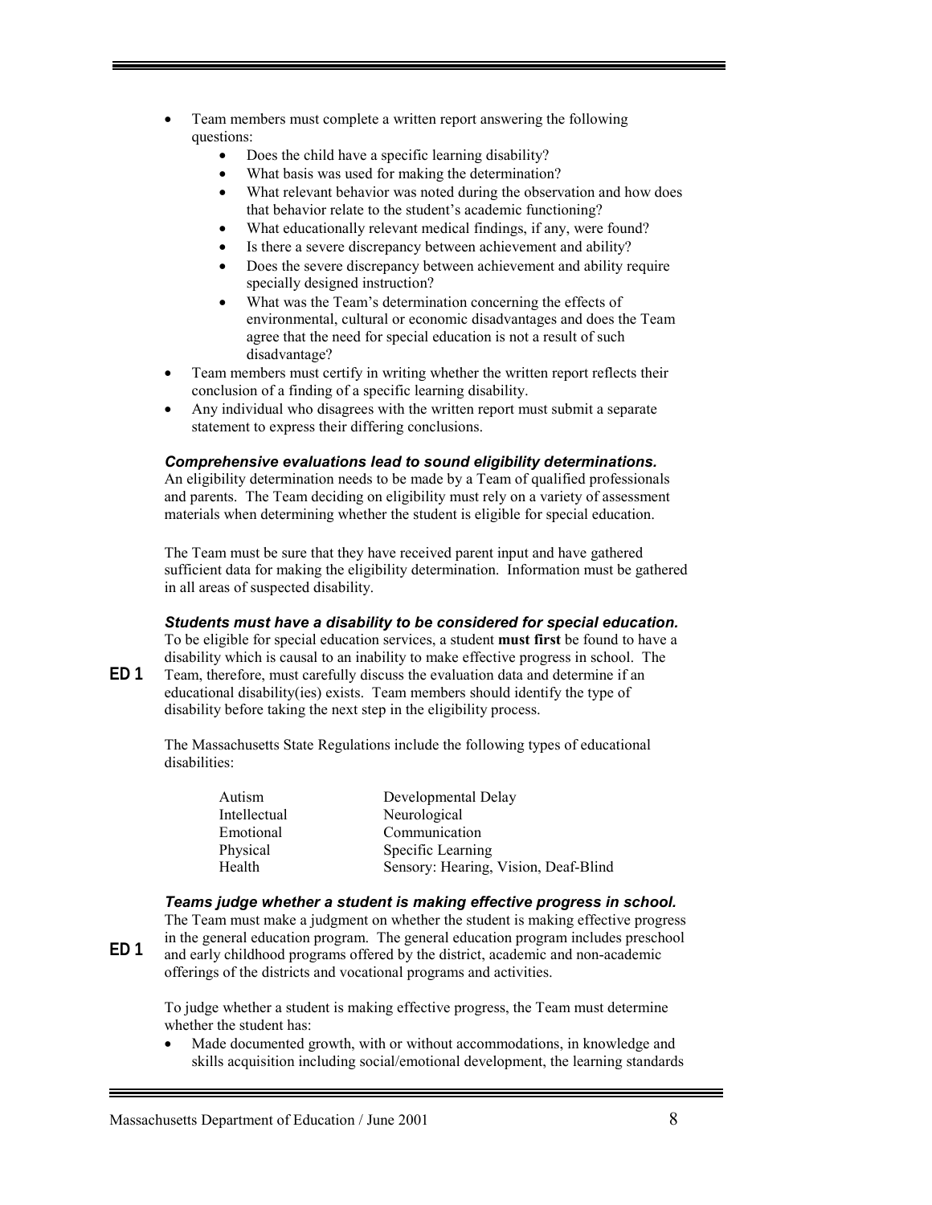- Team members must complete a written report answering the following questions:
    - Does the child have a specific learning disability?
    - What basis was used for making the determination?
    - What relevant behavior was noted during the observation and how does that behavior relate to the student's academic functioning?
    - What educationally relevant medical findings, if any, were found?
    - Is there a severe discrepancy between achievement and ability?
    - Does the severe discrepancy between achievement and ability require specially designed instruction?
    - What was the Team's determination concerning the effects of environmental, cultural or economic disadvantages and does the Team agree that the need for special education is not a result of such disadvantage?
- Team members must certify in writing whether the written report reflects their conclusion of a finding of a specific learning disability.
- Any individual who disagrees with the written report must submit a separate statement to express their differing conclusions.

***Comprehensive evaluations lead to sound eligibility determinations.***

An eligibility determination needs to be made by a Team of qualified professionals and parents. The Team deciding on eligibility must rely on a variety of assessment materials when determining whether the student is eligible for special education.

The Team must be sure that they have received parent input and have gathered sufficient data for making the eligibility determination. Information must be gathered in all areas of suspected disability.

***Students must have a disability to be considered for special education.***

**ED 1**

To be eligible for special education services, a student **must first** be found to have a disability which is causal to an inability to make effective progress in school. The Team, therefore, must carefully discuss the evaluation data and determine if an educational disability(ies) exists. Team members should identify the type of disability before taking the next step in the eligibility process.

The Massachusetts State Regulations include the following types of educational disabilities:

| | |
|---|---|
| Autism | Developmental Delay |
| Intellectual | Neurological |
| Emotional | Communication |
| Physical | Specific Learning |
| Health | Sensory: Hearing, Vision, Deaf-Blind |

***Teams judge whether a student is making effective progress in school.***

**ED 1**

The Team must make a judgment on whether the student is making effective progress in the general education program. The general education program includes preschool and early childhood programs offered by the district, academic and non-academic offerings of the districts and vocational programs and activities.

To judge whether a student is making effective progress, the Team must determine whether the student has:

- Made documented growth, with or without accommodations, in knowledge and skills acquisition including social/emotional development, the learning standards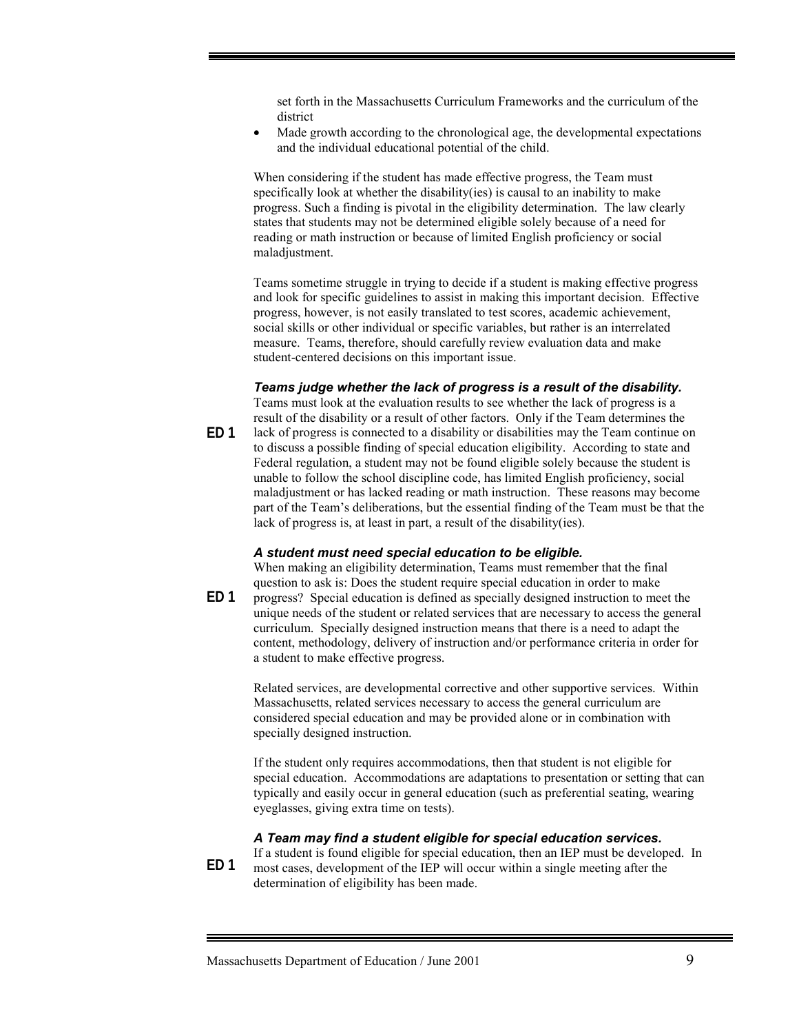set forth in the Massachusetts Curriculum Frameworks and the curriculum of the district

- Made growth according to the chronological age, the developmental expectations and the individual educational potential of the child.

When considering if the student has made effective progress, the Team must specifically look at whether the disability(ies) is causal to an inability to make progress. Such a finding is pivotal in the eligibility determination. The law clearly states that students may not be determined eligible solely because of a need for reading or math instruction or because of limited English proficiency or social maladjustment.

Teams sometime struggle in trying to decide if a student is making effective progress and look for specific guidelines to assist in making this important decision. Effective progress, however, is not easily translated to test scores, academic achievement, social skills or other individual or specific variables, but rather is an interrelated measure. Teams, therefore, should carefully review evaluation data and make student-centered decisions on this important issue.

***Teams judge whether the lack of progress is a result of the disability.***

**ED 1**

Teams must look at the evaluation results to see whether the lack of progress is a result of the disability or a result of other factors. Only if the Team determines the lack of progress is connected to a disability or disabilities may the Team continue on to discuss a possible finding of special education eligibility. According to state and Federal regulation, a student may not be found eligible solely because the student is unable to follow the school discipline code, has limited English proficiency, social maladjustment or has lacked reading or math instruction. These reasons may become part of the Team's deliberations, but the essential finding of the Team must be that the lack of progress is, at least in part, a result of the disability(ies).

***A student must need special education to be eligible.***

**ED 1**

When making an eligibility determination, Teams must remember that the final question to ask is: Does the student require special education in order to make progress? Special education is defined as specially designed instruction to meet the unique needs of the student or related services that are necessary to access the general curriculum. Specially designed instruction means that there is a need to adapt the content, methodology, delivery of instruction and/or performance criteria in order for a student to make effective progress.

Related services, are developmental corrective and other supportive services. Within Massachusetts, related services necessary to access the general curriculum are considered special education and may be provided alone or in combination with specially designed instruction.

If the student only requires accommodations, then that student is not eligible for special education. Accommodations are adaptations to presentation or setting that can typically and easily occur in general education (such as preferential seating, wearing eyeglasses, giving extra time on tests).

***A Team may find a student eligible for special education services.***

**ED 1**

If a student is found eligible for special education, then an IEP must be developed. In most cases, development of the IEP will occur within a single meeting after the determination of eligibility has been made.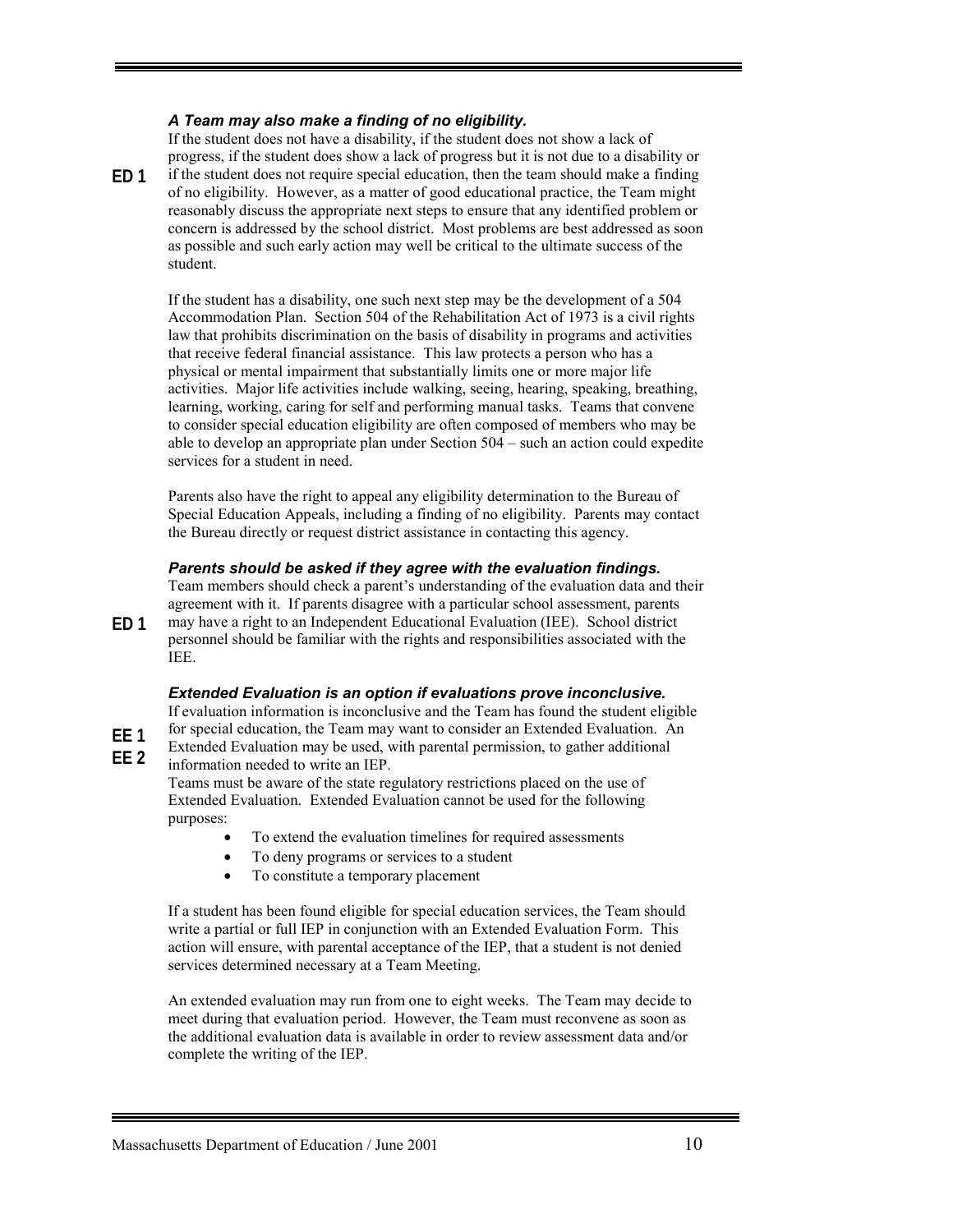***A Team may also make a finding of no eligibility.***

**ED 1**

If the student does not have a disability, if the student does not show a lack of progress, if the student does show a lack of progress but it is not due to a disability or if the student does not require special education, then the team should make a finding of no eligibility. However, as a matter of good educational practice, the Team might reasonably discuss the appropriate next steps to ensure that any identified problem or concern is addressed by the school district. Most problems are best addressed as soon as possible and such early action may well be critical to the ultimate success of the student.

If the student has a disability, one such next step may be the development of a 504 Accommodation Plan. Section 504 of the Rehabilitation Act of 1973 is a civil rights law that prohibits discrimination on the basis of disability in programs and activities that receive federal financial assistance. This law protects a person who has a physical or mental impairment that substantially limits one or more major life activities. Major life activities include walking, seeing, hearing, speaking, breathing, learning, working, caring for self and performing manual tasks. Teams that convene to consider special education eligibility are often composed of members who may be able to develop an appropriate plan under Section 504 – such an action could expedite services for a student in need.

Parents also have the right to appeal any eligibility determination to the Bureau of Special Education Appeals, including a finding of no eligibility. Parents may contact the Bureau directly or request district assistance in contacting this agency.

***Parents should be asked if they agree with the evaluation findings.***

**ED 1**

Team members should check a parent's understanding of the evaluation data and their agreement with it. If parents disagree with a particular school assessment, parents may have a right to an Independent Educational Evaluation (IEE). School district personnel should be familiar with the rights and responsibilities associated with the IEE.

***Extended Evaluation is an option if evaluations prove inconclusive.***

**EE 1**
**EE 2**

If evaluation information is inconclusive and the Team has found the student eligible for special education, the Team may want to consider an Extended Evaluation. An Extended Evaluation may be used, with parental permission, to gather additional information needed to write an IEP.

Teams must be aware of the state regulatory restrictions placed on the use of Extended Evaluation. Extended Evaluation cannot be used for the following purposes:

- To extend the evaluation timelines for required assessments
- To deny programs or services to a student
- To constitute a temporary placement

If a student has been found eligible for special education services, the Team should write a partial or full IEP in conjunction with an Extended Evaluation Form. This action will ensure, with parental acceptance of the IEP, that a student is not denied services determined necessary at a Team Meeting.

An extended evaluation may run from one to eight weeks. The Team may decide to meet during that evaluation period. However, the Team must reconvene as soon as the additional evaluation data is available in order to review assessment data and/or complete the writing of the IEP.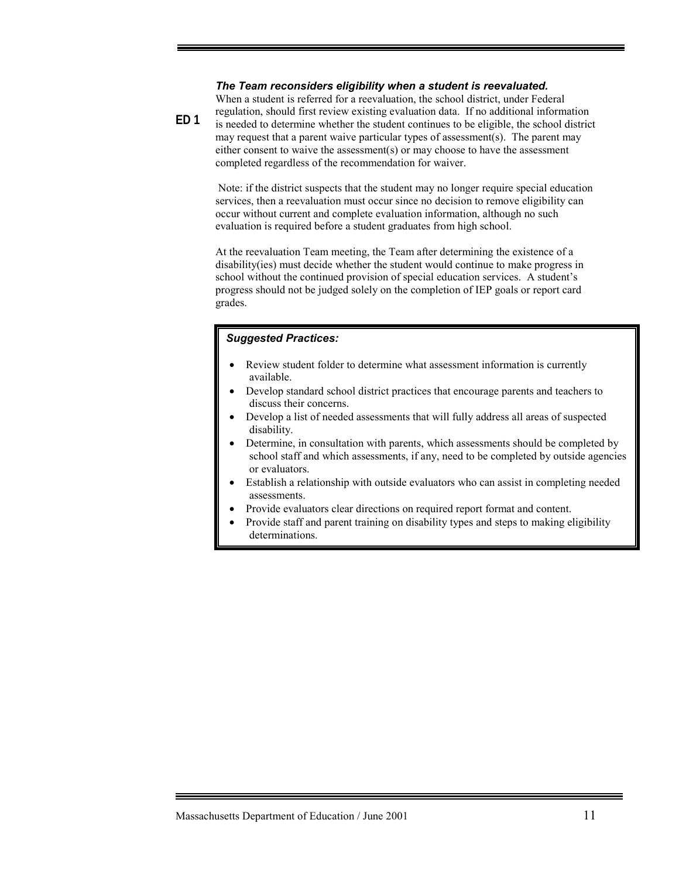### *The Team reconsiders eligibility when a student is reevaluated.*

**ED 1**

When a student is referred for a reevaluation, the school district, under Federal regulation, should first review existing evaluation data. If no additional information is needed to determine whether the student continues to be eligible, the school district may request that a parent waive particular types of assessment(s). The parent may either consent to waive the assessment(s) or may choose to have the assessment completed regardless of the recommendation for waiver.

Note: if the district suspects that the student may no longer require special education services, then a reevaluation must occur since no decision to remove eligibility can occur without current and complete evaluation information, although no such evaluation is required before a student graduates from high school.

At the reevaluation Team meeting, the Team after determining the existence of a disability(ies) must decide whether the student would continue to make progress in school without the continued provision of special education services. A student's progress should not be judged solely on the completion of IEP goals or report card grades.

> ***Suggested Practices:***
>
> - Review student folder to determine what assessment information is currently available.
> - Develop standard school district practices that encourage parents and teachers to discuss their concerns.
> - Develop a list of needed assessments that will fully address all areas of suspected disability.
> - Determine, in consultation with parents, which assessments should be completed by school staff and which assessments, if any, need to be completed by outside agencies or evaluators.
> - Establish a relationship with outside evaluators who can assist in completing needed assessments.
> - Provide evaluators clear directions on required report format and content.
> - Provide staff and parent training on disability types and steps to making eligibility determinations.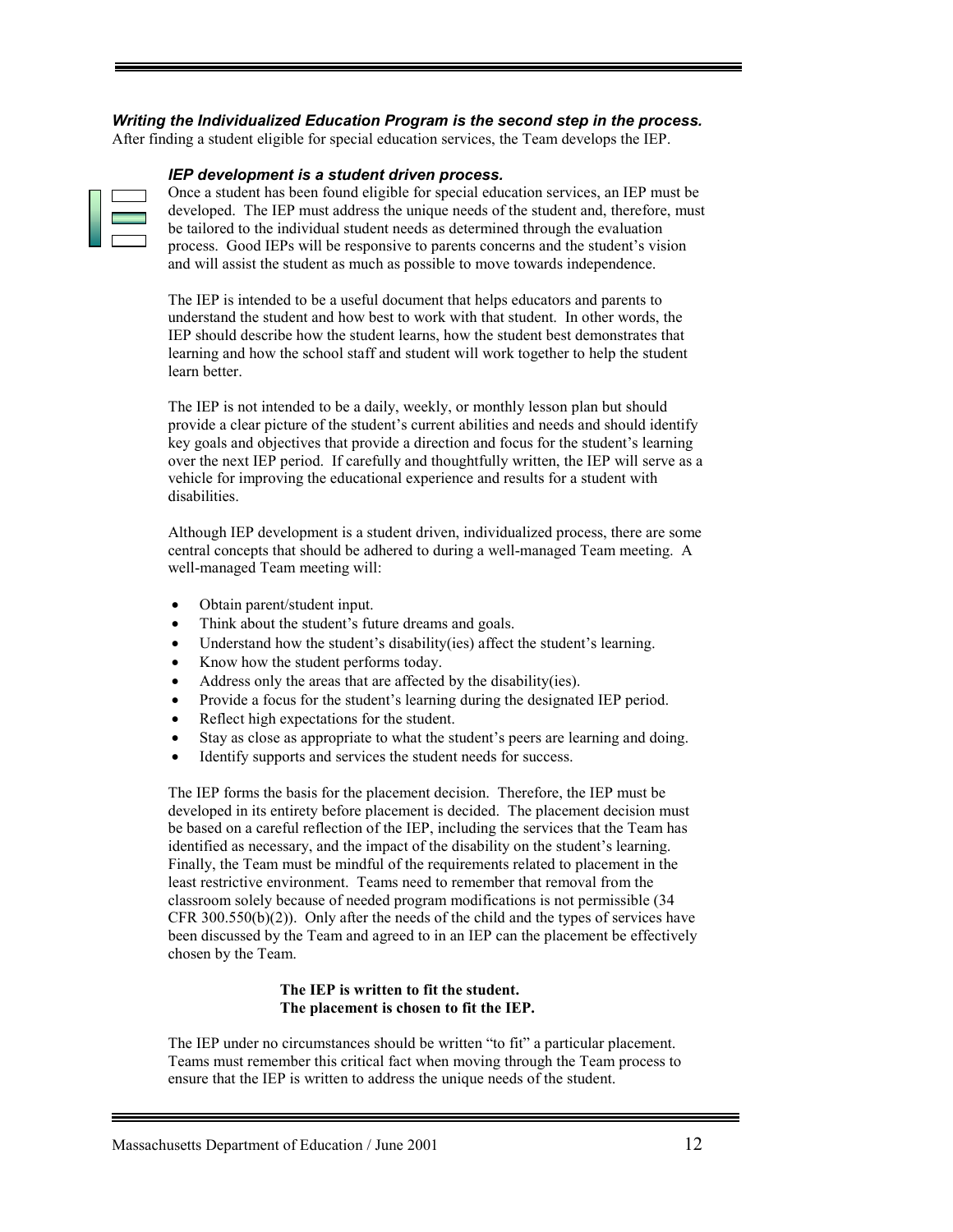***Writing the Individualized Education Program is the second step in the process.***
After finding a student eligible for special education services, the Team develops the IEP.

***IEP development is a student driven process.***

Once a student has been found eligible for special education services, an IEP must be developed. The IEP must address the unique needs of the student and, therefore, must be tailored to the individual student needs as determined through the evaluation process. Good IEPs will be responsive to parents concerns and the student's vision and will assist the student as much as possible to move towards independence.

The IEP is intended to be a useful document that helps educators and parents to understand the student and how best to work with that student. In other words, the IEP should describe how the student learns, how the student best demonstrates that learning and how the school staff and student will work together to help the student learn better.

The IEP is not intended to be a daily, weekly, or monthly lesson plan but should provide a clear picture of the student's current abilities and needs and should identify key goals and objectives that provide a direction and focus for the student's learning over the next IEP period. If carefully and thoughtfully written, the IEP will serve as a vehicle for improving the educational experience and results for a student with disabilities.

Although IEP development is a student driven, individualized process, there are some central concepts that should be adhered to during a well-managed Team meeting. A well-managed Team meeting will:

- Obtain parent/student input.
- Think about the student's future dreams and goals.
- Understand how the student's disability(ies) affect the student's learning.
- Know how the student performs today.
- Address only the areas that are affected by the disability(ies).
- Provide a focus for the student's learning during the designated IEP period.
- Reflect high expectations for the student.
- Stay as close as appropriate to what the student's peers are learning and doing.
- Identify supports and services the student needs for success.

The IEP forms the basis for the placement decision. Therefore, the IEP must be developed in its entirety before placement is decided. The placement decision must be based on a careful reflection of the IEP, including the services that the Team has identified as necessary, and the impact of the disability on the student's learning. Finally, the Team must be mindful of the requirements related to placement in the least restrictive environment. Teams need to remember that removal from the classroom solely because of needed program modifications is not permissible (34 CFR 300.550(b)(2)). Only after the needs of the child and the types of services have been discussed by the Team and agreed to in an IEP can the placement be effectively chosen by the Team.

**The IEP is written to fit the student.**
**The placement is chosen to fit the IEP.**

The IEP under no circumstances should be written "to fit" a particular placement. Teams must remember this critical fact when moving through the Team process to ensure that the IEP is written to address the unique needs of the student.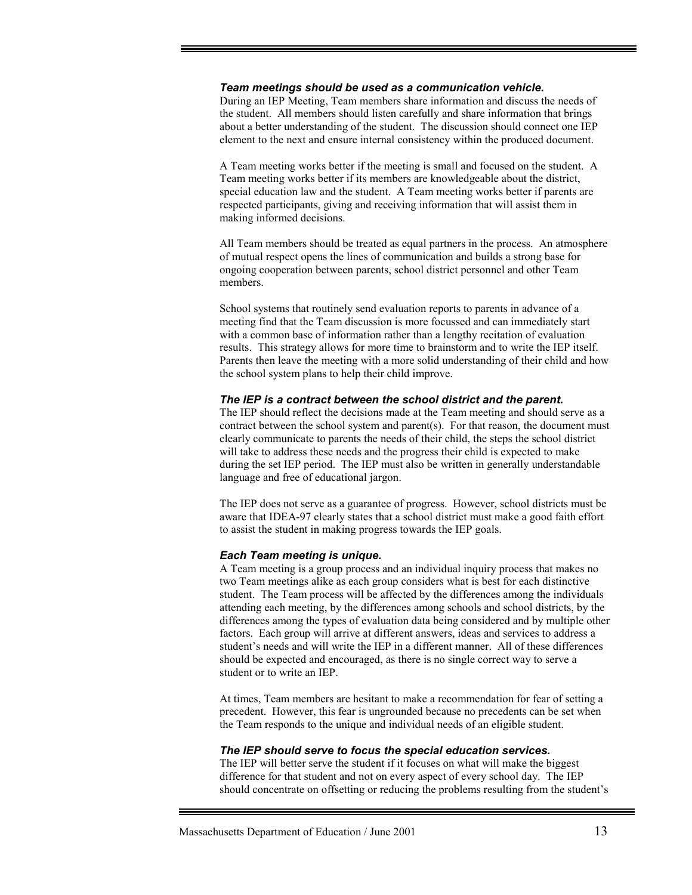***Team meetings should be used as a communication vehicle.***
During an IEP Meeting, Team members share information and discuss the needs of the student. All members should listen carefully and share information that brings about a better understanding of the student. The discussion should connect one IEP element to the next and ensure internal consistency within the produced document.

A Team meeting works better if the meeting is small and focused on the student. A Team meeting works better if its members are knowledgeable about the district, special education law and the student. A Team meeting works better if parents are respected participants, giving and receiving information that will assist them in making informed decisions.

All Team members should be treated as equal partners in the process. An atmosphere of mutual respect opens the lines of communication and builds a strong base for ongoing cooperation between parents, school district personnel and other Team members.

School systems that routinely send evaluation reports to parents in advance of a meeting find that the Team discussion is more focussed and can immediately start with a common base of information rather than a lengthy recitation of evaluation results. This strategy allows for more time to brainstorm and to write the IEP itself. Parents then leave the meeting with a more solid understanding of their child and how the school system plans to help their child improve.

***The IEP is a contract between the school district and the parent.***
The IEP should reflect the decisions made at the Team meeting and should serve as a contract between the school system and parent(s). For that reason, the document must clearly communicate to parents the needs of their child, the steps the school district will take to address these needs and the progress their child is expected to make during the set IEP period. The IEP must also be written in generally understandable language and free of educational jargon.

The IEP does not serve as a guarantee of progress. However, school districts must be aware that IDEA-97 clearly states that a school district must make a good faith effort to assist the student in making progress towards the IEP goals.

***Each Team meeting is unique.***
A Team meeting is a group process and an individual inquiry process that makes no two Team meetings alike as each group considers what is best for each distinctive student. The Team process will be affected by the differences among the individuals attending each meeting, by the differences among schools and school districts, by the differences among the types of evaluation data being considered and by multiple other factors. Each group will arrive at different answers, ideas and services to address a student's needs and will write the IEP in a different manner. All of these differences should be expected and encouraged, as there is no single correct way to serve a student or to write an IEP.

At times, Team members are hesitant to make a recommendation for fear of setting a precedent. However, this fear is ungrounded because no precedents can be set when the Team responds to the unique and individual needs of an eligible student.

***The IEP should serve to focus the special education services.***
The IEP will better serve the student if it focuses on what will make the biggest difference for that student and not on every aspect of every school day. The IEP should concentrate on offsetting or reducing the problems resulting from the student's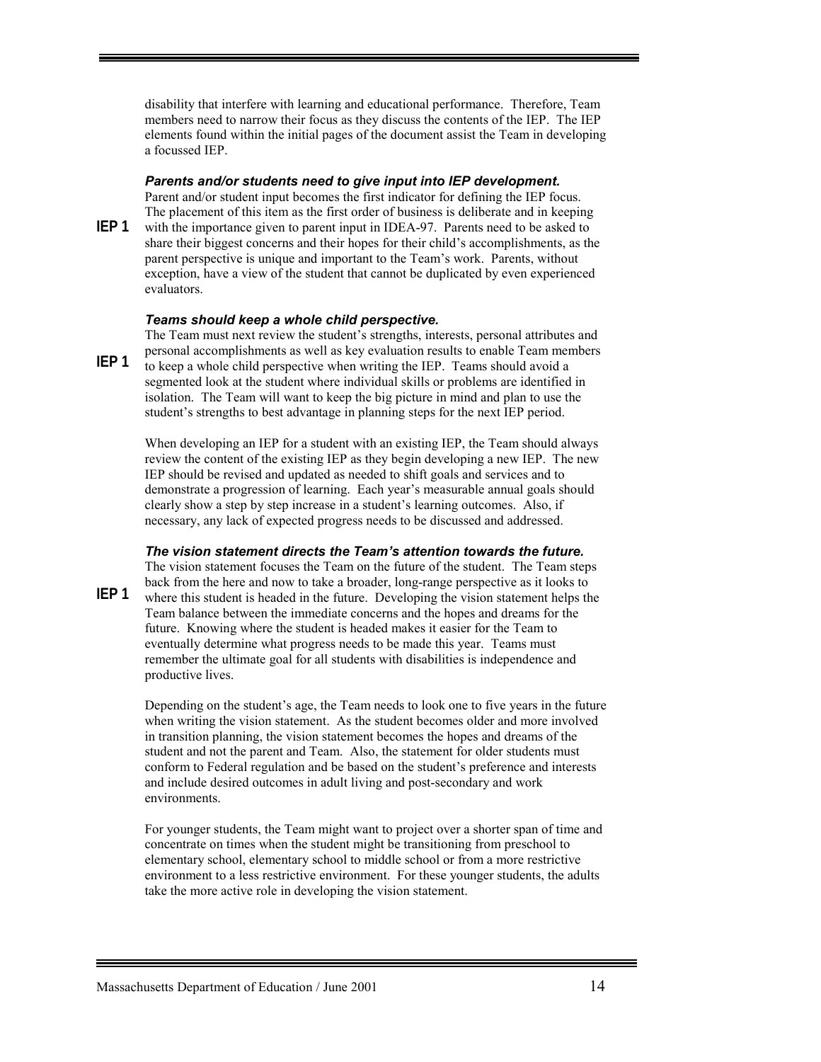disability that interfere with learning and educational performance. Therefore, Team members need to narrow their focus as they discuss the contents of the IEP. The IEP elements found within the initial pages of the document assist the Team in developing a focussed IEP.

***Parents and/or students need to give input into IEP development.***

**IEP 1** Parent and/or student input becomes the first indicator for defining the IEP focus. The placement of this item as the first order of business is deliberate and in keeping with the importance given to parent input in IDEA-97. Parents need to be asked to share their biggest concerns and their hopes for their child's accomplishments, as the parent perspective is unique and important to the Team's work. Parents, without exception, have a view of the student that cannot be duplicated by even experienced evaluators.

***Teams should keep a whole child perspective.***

**IEP 1** The Team must next review the student's strengths, interests, personal attributes and personal accomplishments as well as key evaluation results to enable Team members to keep a whole child perspective when writing the IEP. Teams should avoid a segmented look at the student where individual skills or problems are identified in isolation. The Team will want to keep the big picture in mind and plan to use the student's strengths to best advantage in planning steps for the next IEP period.

When developing an IEP for a student with an existing IEP, the Team should always review the content of the existing IEP as they begin developing a new IEP. The new IEP should be revised and updated as needed to shift goals and services and to demonstrate a progression of learning. Each year's measurable annual goals should clearly show a step by step increase in a student's learning outcomes. Also, if necessary, any lack of expected progress needs to be discussed and addressed.

***The vision statement directs the Team's attention towards the future.***

**IEP 1** The vision statement focuses the Team on the future of the student. The Team steps back from the here and now to take a broader, long-range perspective as it looks to where this student is headed in the future. Developing the vision statement helps the Team balance between the immediate concerns and the hopes and dreams for the future. Knowing where the student is headed makes it easier for the Team to eventually determine what progress needs to be made this year. Teams must remember the ultimate goal for all students with disabilities is independence and productive lives.

Depending on the student's age, the Team needs to look one to five years in the future when writing the vision statement. As the student becomes older and more involved in transition planning, the vision statement becomes the hopes and dreams of the student and not the parent and Team. Also, the statement for older students must conform to Federal regulation and be based on the student's preference and interests and include desired outcomes in adult living and post-secondary and work environments.

For younger students, the Team might want to project over a shorter span of time and concentrate on times when the student might be transitioning from preschool to elementary school, elementary school to middle school or from a more restrictive environment to a less restrictive environment. For these younger students, the adults take the more active role in developing the vision statement.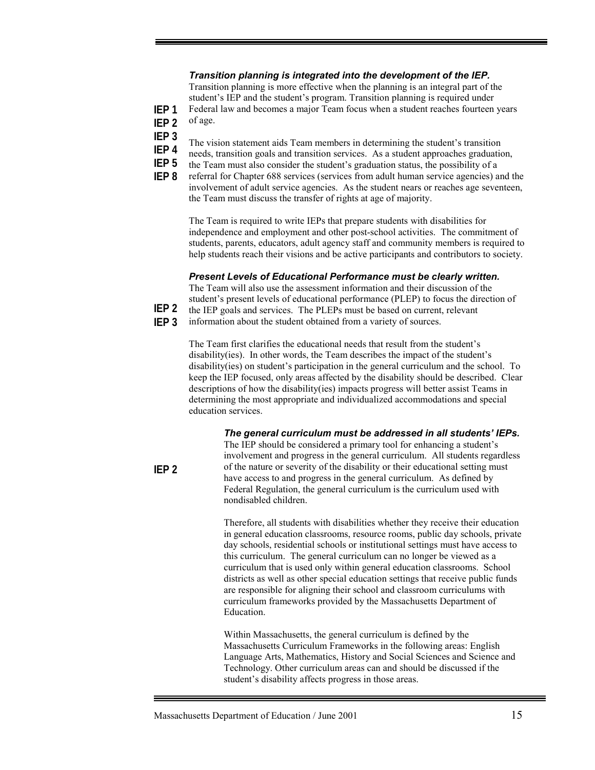### *Transition planning is integrated into the development of the IEP.*

**IEP 1**
**IEP 2**
**IEP 3**
**IEP 4**
**IEP 5**
**IEP 8**

Transition planning is more effective when the planning is an integral part of the student's IEP and the student's program. Transition planning is required under Federal law and becomes a major Team focus when a student reaches fourteen years of age.

The vision statement aids Team members in determining the student's transition needs, transition goals and transition services. As a student approaches graduation, the Team must also consider the student's graduation status, the possibility of a referral for Chapter 688 services (services from adult human service agencies) and the involvement of adult service agencies. As the student nears or reaches age seventeen, the Team must discuss the transfer of rights at age of majority.

The Team is required to write IEPs that prepare students with disabilities for independence and employment and other post-school activities. The commitment of students, parents, educators, adult agency staff and community members is required to help students reach their visions and be active participants and contributors to society.

### *Present Levels of Educational Performance must be clearly written.*

**IEP 2**
**IEP 3**

The Team will also use the assessment information and their discussion of the student's present levels of educational performance (PLEP) to focus the direction of the IEP goals and services. The PLEPs must be based on current, relevant information about the student obtained from a variety of sources.

The Team first clarifies the educational needs that result from the student's disability(ies). In other words, the Team describes the impact of the student's disability(ies) on student's participation in the general curriculum and the school. To keep the IEP focused, only areas affected by the disability should be described. Clear descriptions of how the disability(ies) impacts progress will better assist Teams in determining the most appropriate and individualized accommodations and special education services.

### *The general curriculum must be addressed in all students' IEPs.*

**IEP 2**

The IEP should be considered a primary tool for enhancing a student's involvement and progress in the general curriculum. All students regardless of the nature or severity of the disability or their educational setting must have access to and progress in the general curriculum. As defined by Federal Regulation, the general curriculum is the curriculum used with nondisabled children.

Therefore, all students with disabilities whether they receive their education in general education classrooms, resource rooms, public day schools, private day schools, residential schools or institutional settings must have access to this curriculum. The general curriculum can no longer be viewed as a curriculum that is used only within general education classrooms. School districts as well as other special education settings that receive public funds are responsible for aligning their school and classroom curriculums with curriculum frameworks provided by the Massachusetts Department of Education.

Within Massachusetts, the general curriculum is defined by the Massachusetts Curriculum Frameworks in the following areas: English Language Arts, Mathematics, History and Social Sciences and Science and Technology. Other curriculum areas can and should be discussed if the student's disability affects progress in those areas.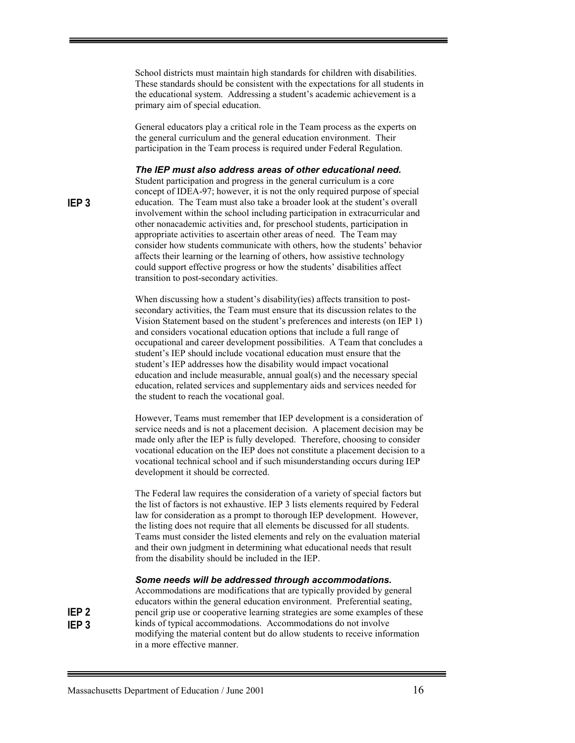School districts must maintain high standards for children with disabilities. These standards should be consistent with the expectations for all students in the educational system. Addressing a student's academic achievement is a primary aim of special education.

General educators play a critical role in the Team process as the experts on the general curriculum and the general education environment. Their participation in the Team process is required under Federal Regulation.

***The IEP must also address areas of other educational need.***

**IEP 3**

Student participation and progress in the general curriculum is a core concept of IDEA-97; however, it is not the only required purpose of special education. The Team must also take a broader look at the student's overall involvement within the school including participation in extracurricular and other nonacademic activities and, for preschool students, participation in appropriate activities to ascertain other areas of need. The Team may consider how students communicate with others, how the students' behavior affects their learning or the learning of others, how assistive technology could support effective progress or how the students' disabilities affect transition to post-secondary activities.

When discussing how a student's disability(ies) affects transition to post-secondary activities, the Team must ensure that its discussion relates to the Vision Statement based on the student's preferences and interests (on IEP 1) and considers vocational education options that include a full range of occupational and career development possibilities. A Team that concludes a student's IEP should include vocational education must ensure that the student's IEP addresses how the disability would impact vocational education and include measurable, annual goal(s) and the necessary special education, related services and supplementary aids and services needed for the student to reach the vocational goal.

However, Teams must remember that IEP development is a consideration of service needs and is not a placement decision. A placement decision may be made only after the IEP is fully developed. Therefore, choosing to consider vocational education on the IEP does not constitute a placement decision to a vocational technical school and if such misunderstanding occurs during IEP development it should be corrected.

The Federal law requires the consideration of a variety of special factors but the list of factors is not exhaustive. IEP 3 lists elements required by Federal law for consideration as a prompt to thorough IEP development. However, the listing does not require that all elements be discussed for all students. Teams must consider the listed elements and rely on the evaluation material and their own judgment in determining what educational needs that result from the disability should be included in the IEP.

***Some needs will be addressed through accommodations.***

**IEP 2**
**IEP 3**

Accommodations are modifications that are typically provided by general educators within the general education environment. Preferential seating, pencil grip use or cooperative learning strategies are some examples of these kinds of typical accommodations. Accommodations do not involve modifying the material content but do allow students to receive information in a more effective manner.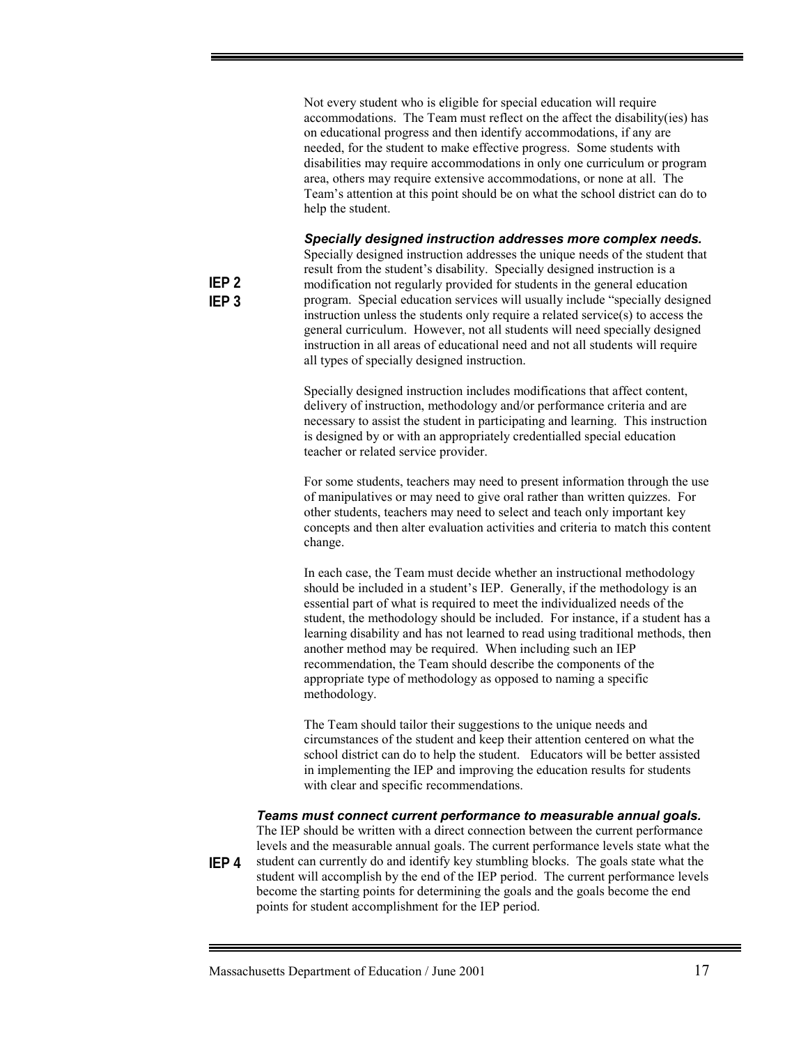Not every student who is eligible for special education will require accommodations. The Team must reflect on the affect the disability(ies) has on educational progress and then identify accommodations, if any are needed, for the student to make effective progress. Some students with disabilities may require accommodations in only one curriculum or program area, others may require extensive accommodations, or none at all. The Team's attention at this point should be on what the school district can do to help the student.

### *Specially designed instruction addresses more complex needs.*

**IEP 2**
**IEP 3**

Specially designed instruction addresses the unique needs of the student that result from the student's disability. Specially designed instruction is a modification not regularly provided for students in the general education program. Special education services will usually include "specially designed instruction unless the students only require a related service(s) to access the general curriculum. However, not all students will need specially designed instruction in all areas of educational need and not all students will require all types of specially designed instruction.

Specially designed instruction includes modifications that affect content, delivery of instruction, methodology and/or performance criteria and are necessary to assist the student in participating and learning. This instruction is designed by or with an appropriately credentialled special education teacher or related service provider.

For some students, teachers may need to present information through the use of manipulatives or may need to give oral rather than written quizzes. For other students, teachers may need to select and teach only important key concepts and then alter evaluation activities and criteria to match this content change.

In each case, the Team must decide whether an instructional methodology should be included in a student's IEP. Generally, if the methodology is an essential part of what is required to meet the individualized needs of the student, the methodology should be included. For instance, if a student has a learning disability and has not learned to read using traditional methods, then another method may be required. When including such an IEP recommendation, the Team should describe the components of the appropriate type of methodology as opposed to naming a specific methodology.

The Team should tailor their suggestions to the unique needs and circumstances of the student and keep their attention centered on what the school district can do to help the student. Educators will be better assisted in implementing the IEP and improving the education results for students with clear and specific recommendations.

### *Teams must connect current performance to measurable annual goals.*

**IEP 4**

The IEP should be written with a direct connection between the current performance levels and the measurable annual goals. The current performance levels state what the student can currently do and identify key stumbling blocks. The goals state what the student will accomplish by the end of the IEP period. The current performance levels become the starting points for determining the goals and the goals become the end points for student accomplishment for the IEP period.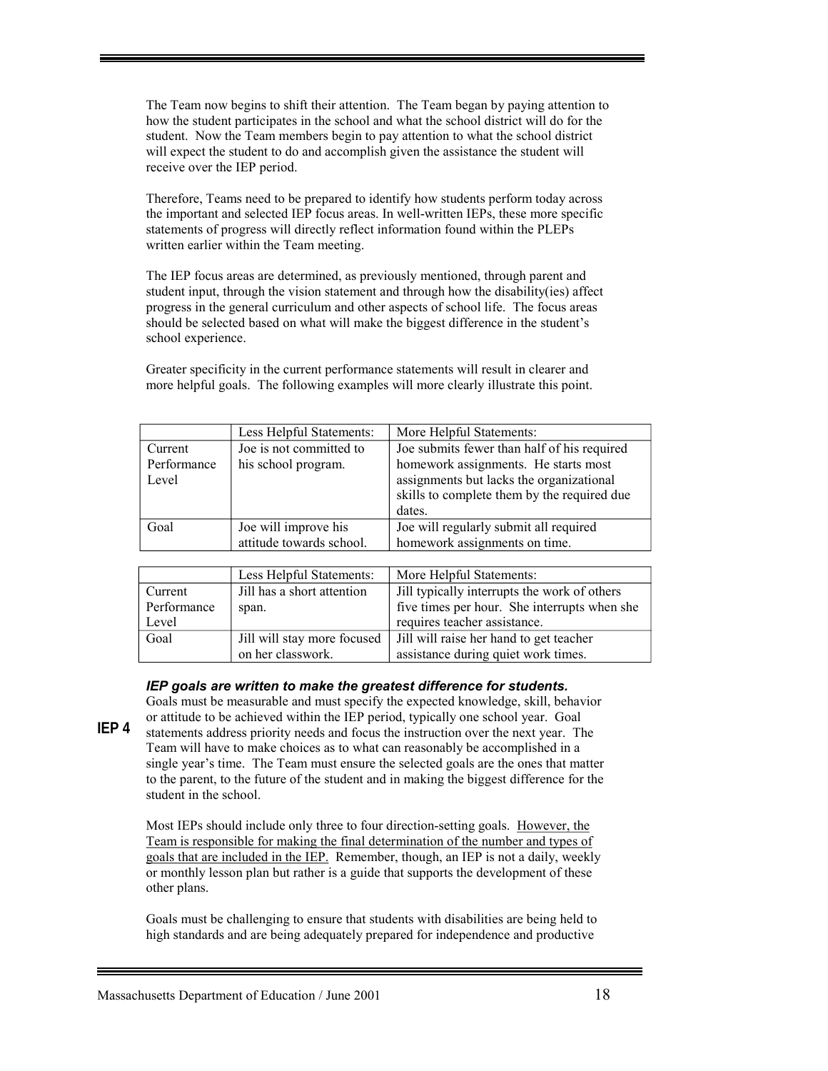The Team now begins to shift their attention. The Team began by paying attention to how the student participates in the school and what the school district will do for the student. Now the Team members begin to pay attention to what the school district will expect the student to do and accomplish given the assistance the student will receive over the IEP period.

Therefore, Teams need to be prepared to identify how students perform today across the important and selected IEP focus areas. In well-written IEPs, these more specific statements of progress will directly reflect information found within the PLEPs written earlier within the Team meeting.

The IEP focus areas are determined, as previously mentioned, through parent and student input, through the vision statement and through how the disability(ies) affect progress in the general curriculum and other aspects of school life. The focus areas should be selected based on what will make the biggest difference in the student's school experience.

Greater specificity in the current performance statements will result in clearer and more helpful goals. The following examples will more clearly illustrate this point.

| | Less Helpful Statements: | More Helpful Statements: |
|---|---|---|
| Current Performance Level | Joe is not committed to his school program. | Joe submits fewer than half of his required homework assignments. He starts most assignments but lacks the organizational skills to complete them by the required due dates. |
| Goal | Joe will improve his attitude towards school. | Joe will regularly submit all required homework assignments on time. |

| | Less Helpful Statements: | More Helpful Statements: |
|---|---|---|
| Current Performance Level | Jill has a short attention span. | Jill typically interrupts the work of others five times per hour. She interrupts when she requires teacher assistance. |
| Goal | Jill will stay more focused on her classwork. | Jill will raise her hand to get teacher assistance during quiet work times. |

***IEP goals are written to make the greatest difference for students.***

**IEP 4**

Goals must be measurable and must specify the expected knowledge, skill, behavior or attitude to be achieved within the IEP period, typically one school year. Goal statements address priority needs and focus the instruction over the next year. The Team will have to make choices as to what can reasonably be accomplished in a single year's time. The Team must ensure the selected goals are the ones that matter to the parent, to the future of the student and in making the biggest difference for the student in the school.

Most IEPs should include only three to four direction-setting goals. <u>However, the Team is responsible for making the final determination of the number and types of goals that are included in the IEP.</u> Remember, though, an IEP is not a daily, weekly or monthly lesson plan but rather is a guide that supports the development of these other plans.

Goals must be challenging to ensure that students with disabilities are being held to high standards and are being adequately prepared for independence and productive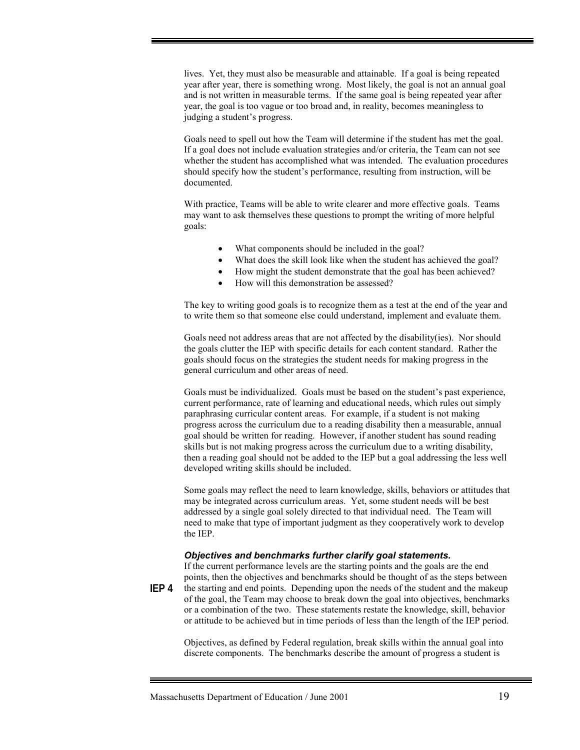lives. Yet, they must also be measurable and attainable. If a goal is being repeated year after year, there is something wrong. Most likely, the goal is not an annual goal and is not written in measurable terms. If the same goal is being repeated year after year, the goal is too vague or too broad and, in reality, becomes meaningless to judging a student's progress.

Goals need to spell out how the Team will determine if the student has met the goal. If a goal does not include evaluation strategies and/or criteria, the Team can not see whether the student has accomplished what was intended. The evaluation procedures should specify how the student's performance, resulting from instruction, will be documented.

With practice, Teams will be able to write clearer and more effective goals. Teams may want to ask themselves these questions to prompt the writing of more helpful goals:

- What components should be included in the goal?
- What does the skill look like when the student has achieved the goal?
- How might the student demonstrate that the goal has been achieved?
- How will this demonstration be assessed?

The key to writing good goals is to recognize them as a test at the end of the year and to write them so that someone else could understand, implement and evaluate them.

Goals need not address areas that are not affected by the disability(ies). Nor should the goals clutter the IEP with specific details for each content standard. Rather the goals should focus on the strategies the student needs for making progress in the general curriculum and other areas of need.

Goals must be individualized. Goals must be based on the student's past experience, current performance, rate of learning and educational needs, which rules out simply paraphrasing curricular content areas. For example, if a student is not making progress across the curriculum due to a reading disability then a measurable, annual goal should be written for reading. However, if another student has sound reading skills but is not making progress across the curriculum due to a writing disability, then a reading goal should not be added to the IEP but a goal addressing the less well developed writing skills should be included.

Some goals may reflect the need to learn knowledge, skills, behaviors or attitudes that may be integrated across curriculum areas. Yet, some student needs will be best addressed by a single goal solely directed to that individual need. The Team will need to make that type of important judgment as they cooperatively work to develop the IEP.

***Objectives and benchmarks further clarify goal statements.***

**IEP 4**

If the current performance levels are the starting points and the goals are the end points, then the objectives and benchmarks should be thought of as the steps between the starting and end points. Depending upon the needs of the student and the makeup of the goal, the Team may choose to break down the goal into objectives, benchmarks or a combination of the two. These statements restate the knowledge, skill, behavior or attitude to be achieved but in time periods of less than the length of the IEP period.

Objectives, as defined by Federal regulation, break skills within the annual goal into discrete components. The benchmarks describe the amount of progress a student is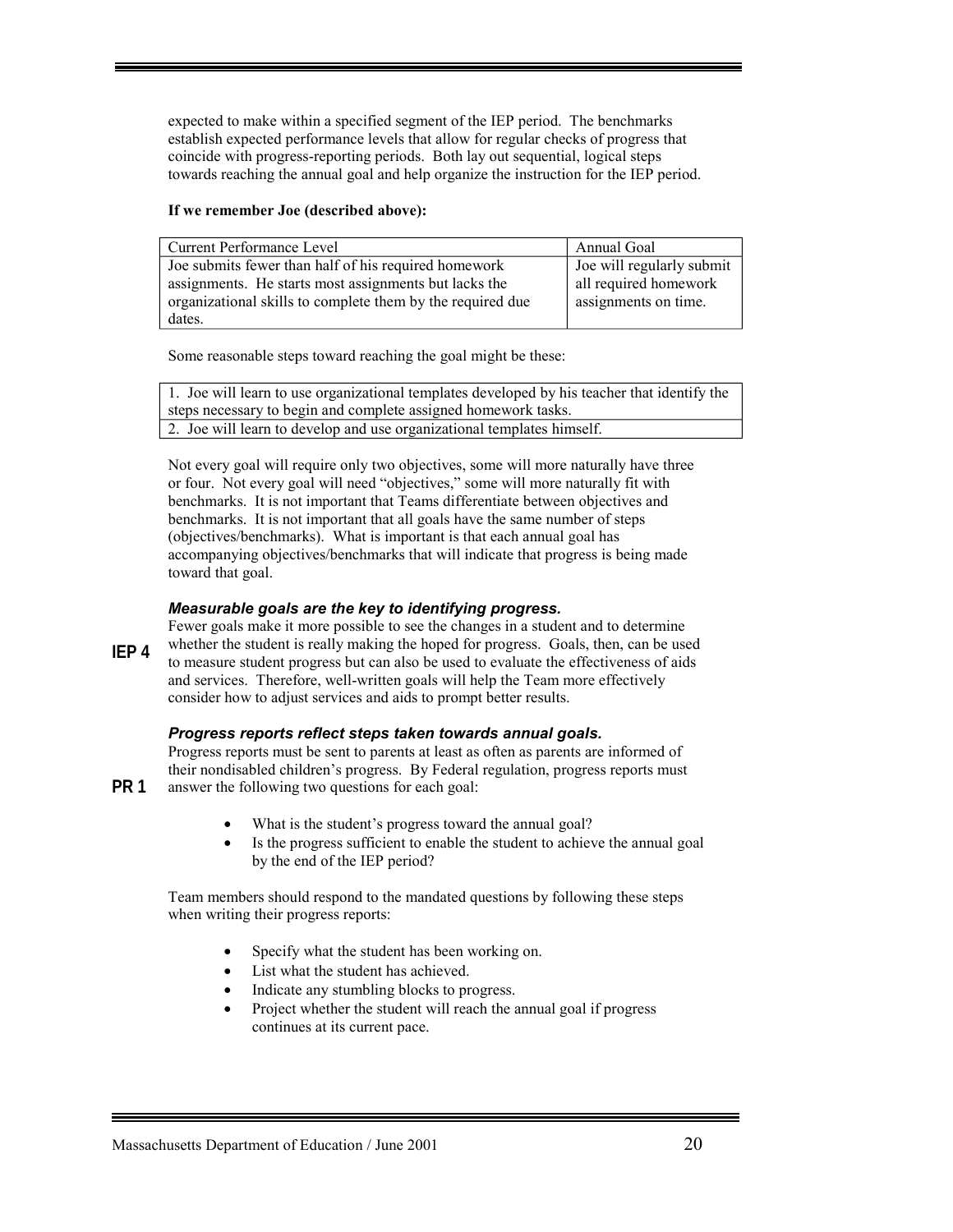expected to make within a specified segment of the IEP period. The benchmarks establish expected performance levels that allow for regular checks of progress that coincide with progress-reporting periods. Both lay out sequential, logical steps towards reaching the annual goal and help organize the instruction for the IEP period.

**If we remember Joe (described above):**

| Current Performance Level | Annual Goal |
| --- | --- |
| Joe submits fewer than half of his required homework assignments. He starts most assignments but lacks the organizational skills to complete them by the required due dates. | Joe will regularly submit all required homework assignments on time. |

Some reasonable steps toward reaching the goal might be these:

| |
| --- |
| 1. Joe will learn to use organizational templates developed by his teacher that identify the steps necessary to begin and complete assigned homework tasks. |
| 2. Joe will learn to develop and use organizational templates himself. |

Not every goal will require only two objectives, some will more naturally have three or four. Not every goal will need "objectives," some will more naturally fit with benchmarks. It is not important that Teams differentiate between objectives and benchmarks. It is not important that all goals have the same number of steps (objectives/benchmarks). What is important is that each annual goal has accompanying objectives/benchmarks that will indicate that progress is being made toward that goal.

### *Measurable goals are the key to identifying progress.*

**IEP 4**

Fewer goals make it more possible to see the changes in a student and to determine whether the student is really making the hoped for progress. Goals, then, can be used to measure student progress but can also be used to evaluate the effectiveness of aids and services. Therefore, well-written goals will help the Team more effectively consider how to adjust services and aids to prompt better results.

### *Progress reports reflect steps taken towards annual goals.*

**PR 1**

Progress reports must be sent to parents at least as often as parents are informed of their nondisabled children's progress. By Federal regulation, progress reports must answer the following two questions for each goal:

- What is the student's progress toward the annual goal?
- Is the progress sufficient to enable the student to achieve the annual goal by the end of the IEP period?

Team members should respond to the mandated questions by following these steps when writing their progress reports:

- Specify what the student has been working on.
- List what the student has achieved.
- Indicate any stumbling blocks to progress.
- Project whether the student will reach the annual goal if progress continues at its current pace.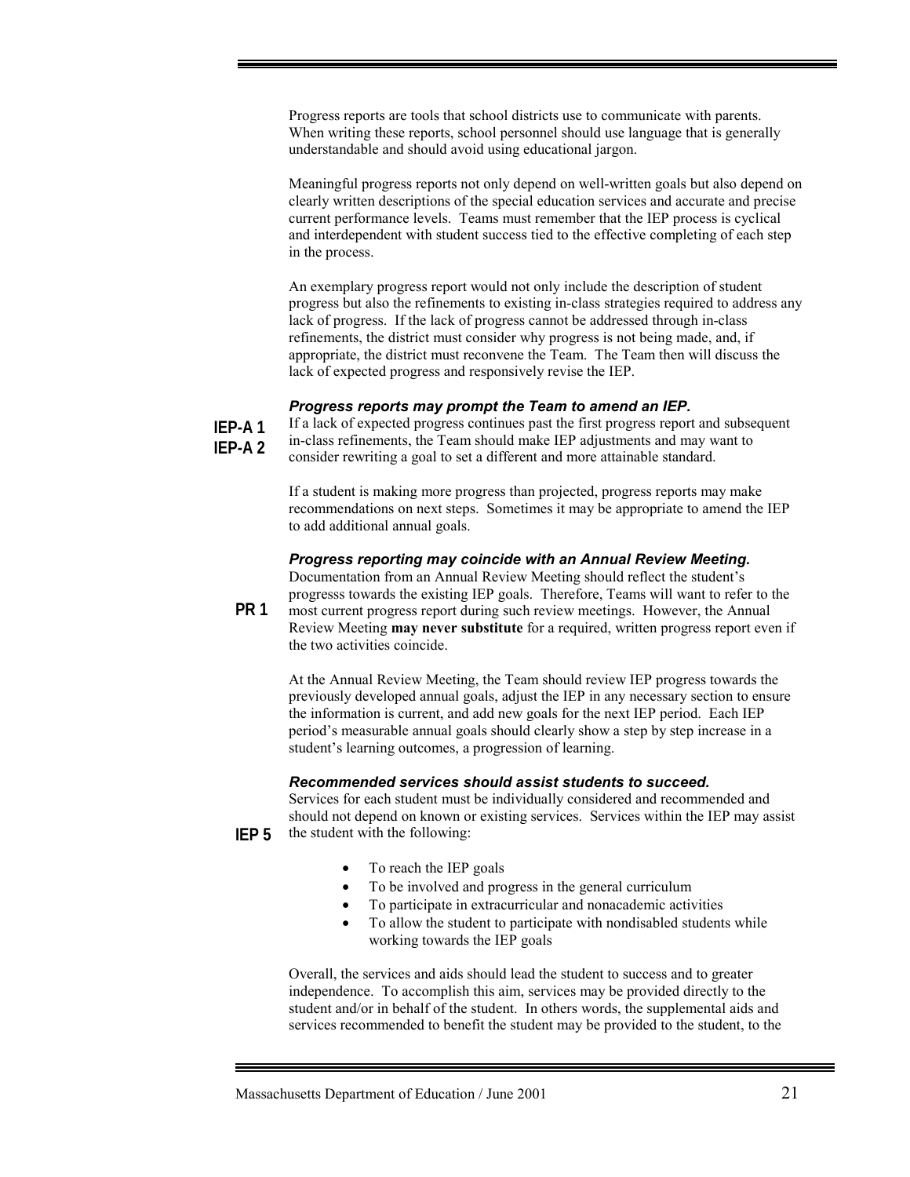Progress reports are tools that school districts use to communicate with parents. When writing these reports, school personnel should use language that is generally understandable and should avoid using educational jargon.

Meaningful progress reports not only depend on well-written goals but also depend on clearly written descriptions of the special education services and accurate and precise current performance levels. Teams must remember that the IEP process is cyclical and interdependent with student success tied to the effective completing of each step in the process.

An exemplary progress report would not only include the description of student progress but also the refinements to existing in-class strategies required to address any lack of progress. If the lack of progress cannot be addressed through in-class refinements, the district must consider why progress is not being made, and, if appropriate, the district must reconvene the Team. The Team then will discuss the lack of expected progress and responsively revise the IEP.

***Progress reports may prompt the Team to amend an IEP.***

**IEP-A 1**
**IEP-A 2**

If a lack of expected progress continues past the first progress report and subsequent in-class refinements, the Team should make IEP adjustments and may want to consider rewriting a goal to set a different and more attainable standard.

If a student is making more progress than projected, progress reports may make recommendations on next steps. Sometimes it may be appropriate to amend the IEP to add additional annual goals.

***Progress reporting may coincide with an Annual Review Meeting.***

**PR 1**

Documentation from an Annual Review Meeting should reflect the student's progresss towards the existing IEP goals. Therefore, Teams will want to refer to the most current progress report during such review meetings. However, the Annual Review Meeting **may never substitute** for a required, written progress report even if the two activities coincide.

At the Annual Review Meeting, the Team should review IEP progress towards the previously developed annual goals, adjust the IEP in any necessary section to ensure the information is current, and add new goals for the next IEP period. Each IEP period's measurable annual goals should clearly show a step by step increase in a student's learning outcomes, a progression of learning.

***Recommended services should assist students to succeed.***

**IEP 5**

Services for each student must be individually considered and recommended and should not depend on known or existing services. Services within the IEP may assist the student with the following:

- To reach the IEP goals
- To be involved and progress in the general curriculum
- To participate in extracurricular and nonacademic activities
- To allow the student to participate with nondisabled students while working towards the IEP goals

Overall, the services and aids should lead the student to success and to greater independence. To accomplish this aim, services may be provided directly to the student and/or in behalf of the student. In others words, the supplemental aids and services recommended to benefit the student may be provided to the student, to the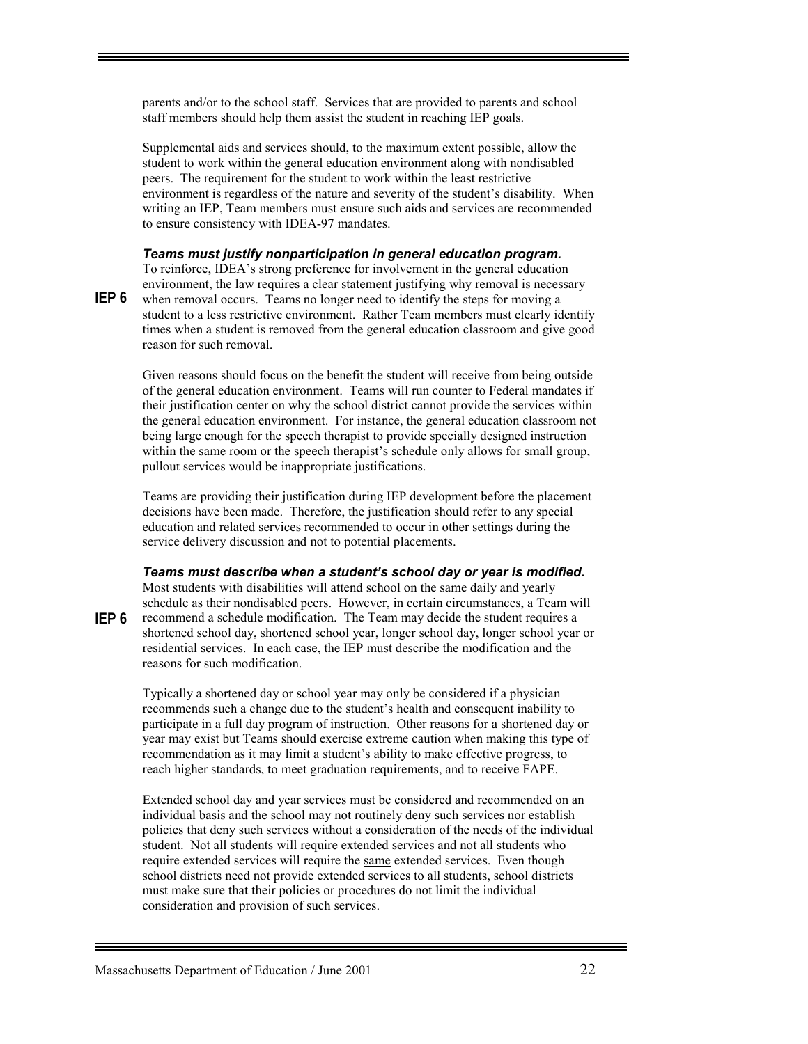parents and/or to the school staff. Services that are provided to parents and school staff members should help them assist the student in reaching IEP goals.

Supplemental aids and services should, to the maximum extent possible, allow the student to work within the general education environment along with nondisabled peers. The requirement for the student to work within the least restrictive environment is regardless of the nature and severity of the student's disability. When writing an IEP, Team members must ensure such aids and services are recommended to ensure consistency with IDEA-97 mandates.

***Teams must justify nonparticipation in general education program.***

**IEP 6**

To reinforce, IDEA's strong preference for involvement in the general education environment, the law requires a clear statement justifying why removal is necessary when removal occurs. Teams no longer need to identify the steps for moving a student to a less restrictive environment. Rather Team members must clearly identify times when a student is removed from the general education classroom and give good reason for such removal.

Given reasons should focus on the benefit the student will receive from being outside of the general education environment. Teams will run counter to Federal mandates if their justification center on why the school district cannot provide the services within the general education environment. For instance, the general education classroom not being large enough for the speech therapist to provide specially designed instruction within the same room or the speech therapist's schedule only allows for small group, pullout services would be inappropriate justifications.

Teams are providing their justification during IEP development before the placement decisions have been made. Therefore, the justification should refer to any special education and related services recommended to occur in other settings during the service delivery discussion and not to potential placements.

***Teams must describe when a student's school day or year is modified.***

**IEP 6**

Most students with disabilities will attend school on the same daily and yearly schedule as their nondisabled peers. However, in certain circumstances, a Team will recommend a schedule modification. The Team may decide the student requires a shortened school day, shortened school year, longer school day, longer school year or residential services. In each case, the IEP must describe the modification and the reasons for such modification.

Typically a shortened day or school year may only be considered if a physician recommends such a change due to the student's health and consequent inability to participate in a full day program of instruction. Other reasons for a shortened day or year may exist but Teams should exercise extreme caution when making this type of recommendation as it may limit a student's ability to make effective progress, to reach higher standards, to meet graduation requirements, and to receive FAPE.

Extended school day and year services must be considered and recommended on an individual basis and the school may not routinely deny such services nor establish policies that deny such services without a consideration of the needs of the individual student. Not all students will require extended services and not all students who require extended services will require the <u>same</u> extended services. Even though school districts need not provide extended services to all students, school districts must make sure that their policies or procedures do not limit the individual consideration and provision of such services.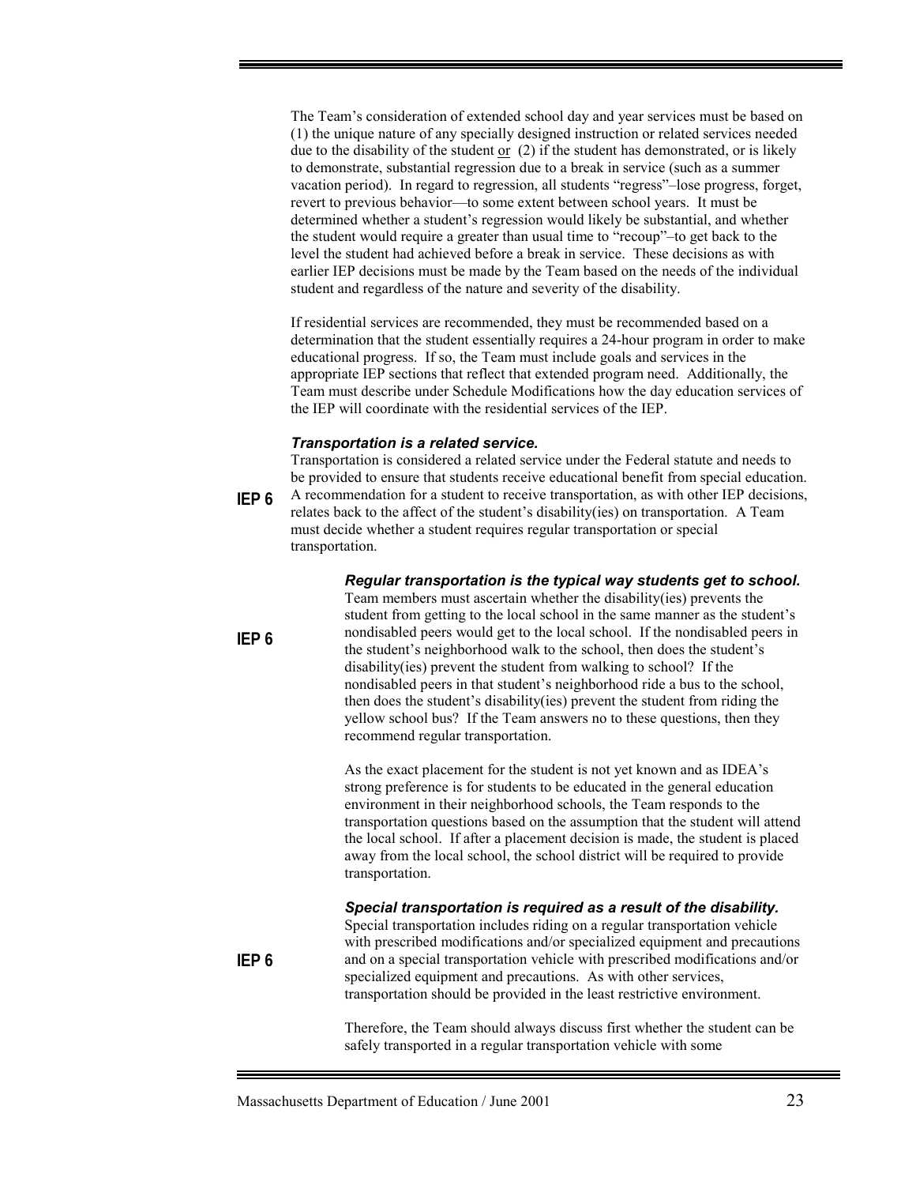The Team's consideration of extended school day and year services must be based on (1) the unique nature of any specially designed instruction or related services needed due to the disability of the student or (2) if the student has demonstrated, or is likely to demonstrate, substantial regression due to a break in service (such as a summer vacation period). In regard to regression, all students "regress"–lose progress, forget, revert to previous behavior—to some extent between school years. It must be determined whether a student's regression would likely be substantial, and whether the student would require a greater than usual time to "recoup"–to get back to the level the student had achieved before a break in service. These decisions as with earlier IEP decisions must be made by the Team based on the needs of the individual student and regardless of the nature and severity of the disability.

If residential services are recommended, they must be recommended based on a determination that the student essentially requires a 24-hour program in order to make educational progress. If so, the Team must include goals and services in the appropriate IEP sections that reflect that extended program need. Additionally, the Team must describe under Schedule Modifications how the day education services of the IEP will coordinate with the residential services of the IEP.

***Transportation is a related service.***

**IEP 6** Transportation is considered a related service under the Federal statute and needs to be provided to ensure that students receive educational benefit from special education. A recommendation for a student to receive transportation, as with other IEP decisions, relates back to the affect of the student's disability(ies) on transportation. A Team must decide whether a student requires regular transportation or special transportation.

***Regular transportation is the typical way students get to school.***

**IEP 6** Team members must ascertain whether the disability(ies) prevents the student from getting to the local school in the same manner as the student's nondisabled peers would get to the local school. If the nondisabled peers in the student's neighborhood walk to the school, then does the student's disability(ies) prevent the student from walking to school? If the nondisabled peers in that student's neighborhood ride a bus to the school, then does the student's disability(ies) prevent the student from riding the yellow school bus? If the Team answers no to these questions, then they recommend regular transportation.

As the exact placement for the student is not yet known and as IDEA's strong preference is for students to be educated in the general education environment in their neighborhood schools, the Team responds to the transportation questions based on the assumption that the student will attend the local school. If after a placement decision is made, the student is placed away from the local school, the school district will be required to provide transportation.

***Special transportation is required as a result of the disability.***

**IEP 6** Special transportation includes riding on a regular transportation vehicle with prescribed modifications and/or specialized equipment and precautions and on a special transportation vehicle with prescribed modifications and/or specialized equipment and precautions. As with other services, transportation should be provided in the least restrictive environment.

Therefore, the Team should always discuss first whether the student can be safely transported in a regular transportation vehicle with some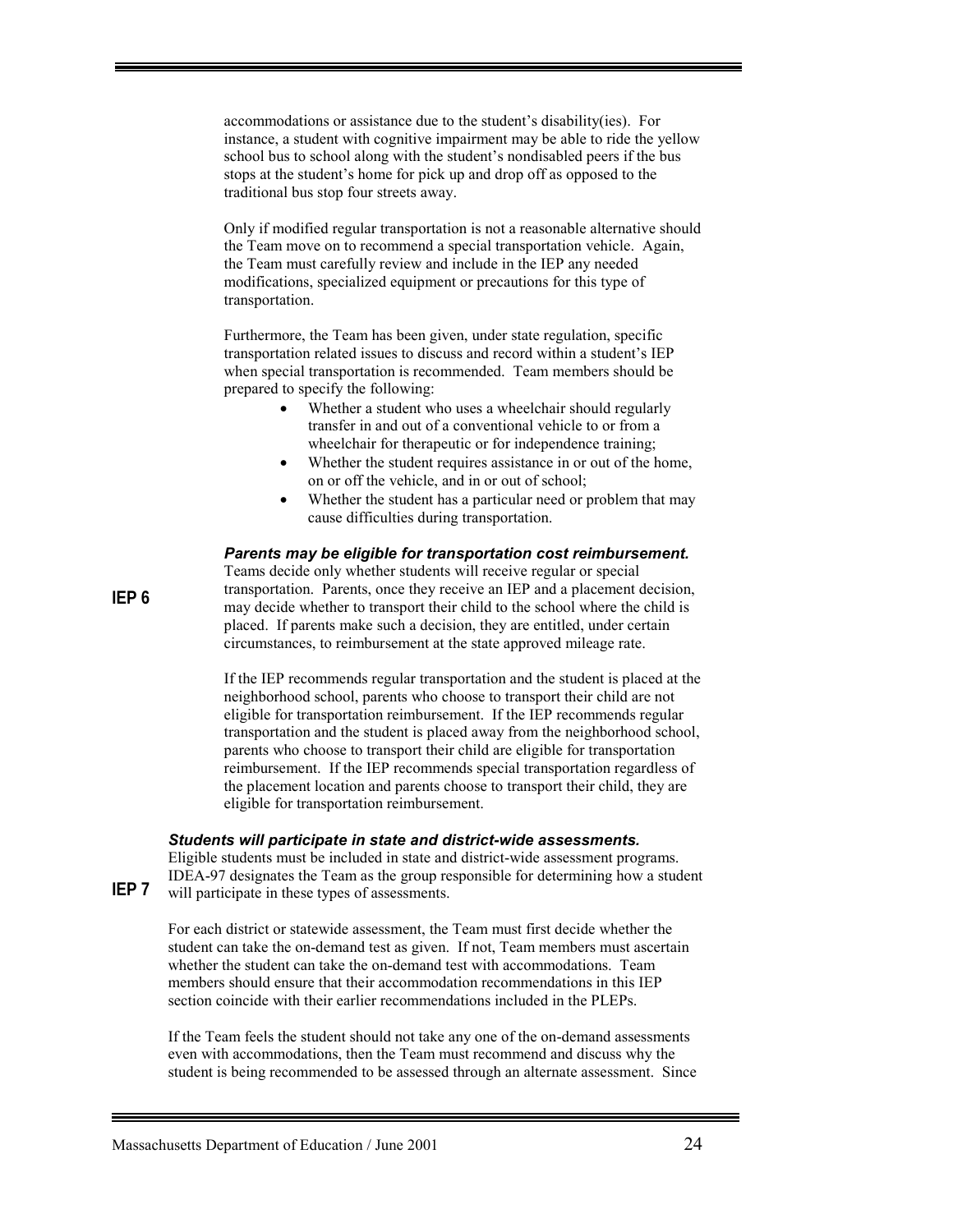accommodations or assistance due to the student's disability(ies). For instance, a student with cognitive impairment may be able to ride the yellow school bus to school along with the student's nondisabled peers if the bus stops at the student's home for pick up and drop off as opposed to the traditional bus stop four streets away.

Only if modified regular transportation is not a reasonable alternative should the Team move on to recommend a special transportation vehicle. Again, the Team must carefully review and include in the IEP any needed modifications, specialized equipment or precautions for this type of transportation.

Furthermore, the Team has been given, under state regulation, specific transportation related issues to discuss and record within a student's IEP when special transportation is recommended. Team members should be prepared to specify the following:

- Whether a student who uses a wheelchair should regularly transfer in and out of a conventional vehicle to or from a wheelchair for therapeutic or for independence training;
- Whether the student requires assistance in or out of the home, on or off the vehicle, and in or out of school;
- Whether the student has a particular need or problem that may cause difficulties during transportation.

**IEP 6**

***Parents may be eligible for transportation cost reimbursement.***

Teams decide only whether students will receive regular or special transportation. Parents, once they receive an IEP and a placement decision, may decide whether to transport their child to the school where the child is placed. If parents make such a decision, they are entitled, under certain circumstances, to reimbursement at the state approved mileage rate.

If the IEP recommends regular transportation and the student is placed at the neighborhood school, parents who choose to transport their child are not eligible for transportation reimbursement. If the IEP recommends regular transportation and the student is placed away from the neighborhood school, parents who choose to transport their child are eligible for transportation reimbursement. If the IEP recommends special transportation regardless of the placement location and parents choose to transport their child, they are eligible for transportation reimbursement.

**IEP 7**

***Students will participate in state and district-wide assessments.***

Eligible students must be included in state and district-wide assessment programs. IDEA-97 designates the Team as the group responsible for determining how a student will participate in these types of assessments.

For each district or statewide assessment, the Team must first decide whether the student can take the on-demand test as given. If not, Team members must ascertain whether the student can take the on-demand test with accommodations. Team members should ensure that their accommodation recommendations in this IEP section coincide with their earlier recommendations included in the PLEPs.

If the Team feels the student should not take any one of the on-demand assessments even with accommodations, then the Team must recommend and discuss why the student is being recommended to be assessed through an alternate assessment. Since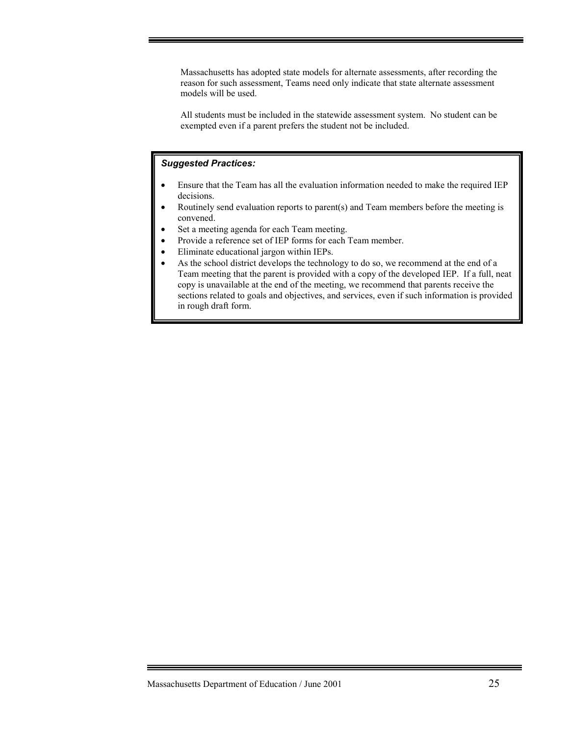Massachusetts has adopted state models for alternate assessments, after recording the reason for such assessment, Teams need only indicate that state alternate assessment models will be used.

All students must be included in the statewide assessment system. No student can be exempted even if a parent prefers the student not be included.

***Suggested Practices:***

- Ensure that the Team has all the evaluation information needed to make the required IEP decisions.
- Routinely send evaluation reports to parent(s) and Team members before the meeting is convened.
- Set a meeting agenda for each Team meeting.
- Provide a reference set of IEP forms for each Team member.
- Eliminate educational jargon within IEPs.
- As the school district develops the technology to do so, we recommend at the end of a Team meeting that the parent is provided with a copy of the developed IEP. If a full, neat copy is unavailable at the end of the meeting, we recommend that parents receive the sections related to goals and objectives, and services, even if such information is provided in rough draft form.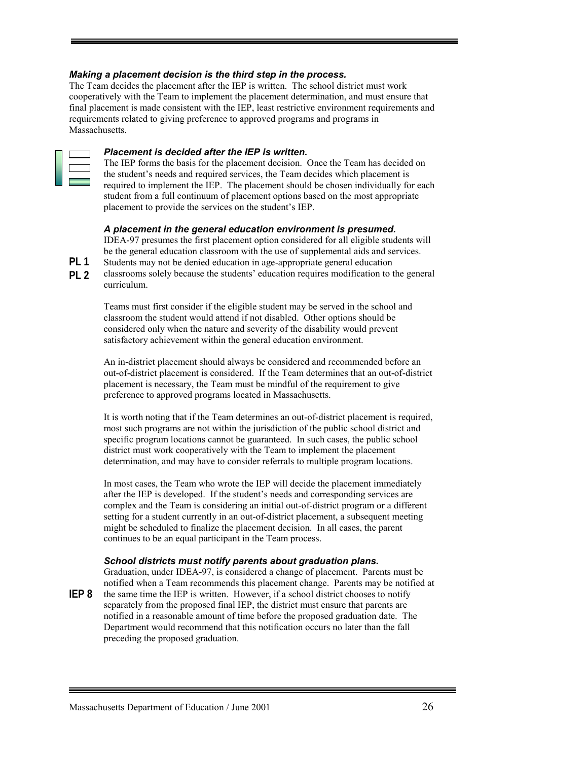### *Making a placement decision is the third step in the process.*

The Team decides the placement after the IEP is written. The school district must work cooperatively with the Team to implement the placement determination, and must ensure that final placement is made consistent with the IEP, least restrictive environment requirements and requirements related to giving preference to approved programs and programs in Massachusetts.

#### *Placement is decided after the IEP is written.*

The IEP forms the basis for the placement decision. Once the Team has decided on the student's needs and required services, the Team decides which placement is required to implement the IEP. The placement should be chosen individually for each student from a full continuum of placement options based on the most appropriate placement to provide the services on the student's IEP.

#### *A placement in the general education environment is presumed.*

**PL 1**
**PL 2**

IDEA-97 presumes the first placement option considered for all eligible students will be the general education classroom with the use of supplemental aids and services. Students may not be denied education in age-appropriate general education classrooms solely because the students' education requires modification to the general curriculum.

Teams must first consider if the eligible student may be served in the school and classroom the student would attend if not disabled. Other options should be considered only when the nature and severity of the disability would prevent satisfactory achievement within the general education environment.

An in-district placement should always be considered and recommended before an out-of-district placement is considered. If the Team determines that an out-of-district placement is necessary, the Team must be mindful of the requirement to give preference to approved programs located in Massachusetts.

It is worth noting that if the Team determines an out-of-district placement is required, most such programs are not within the jurisdiction of the public school district and specific program locations cannot be guaranteed. In such cases, the public school district must work cooperatively with the Team to implement the placement determination, and may have to consider referrals to multiple program locations.

In most cases, the Team who wrote the IEP will decide the placement immediately after the IEP is developed. If the student's needs and corresponding services are complex and the Team is considering an initial out-of-district program or a different setting for a student currently in an out-of-district placement, a subsequent meeting might be scheduled to finalize the placement decision. In all cases, the parent continues to be an equal participant in the Team process.

#### *School districts must notify parents about graduation plans.*

**IEP 8**

Graduation, under IDEA-97, is considered a change of placement. Parents must be notified when a Team recommends this placement change. Parents may be notified at the same time the IEP is written. However, if a school district chooses to notify separately from the proposed final IEP, the district must ensure that parents are notified in a reasonable amount of time before the proposed graduation date. The Department would recommend that this notification occurs no later than the fall preceding the proposed graduation.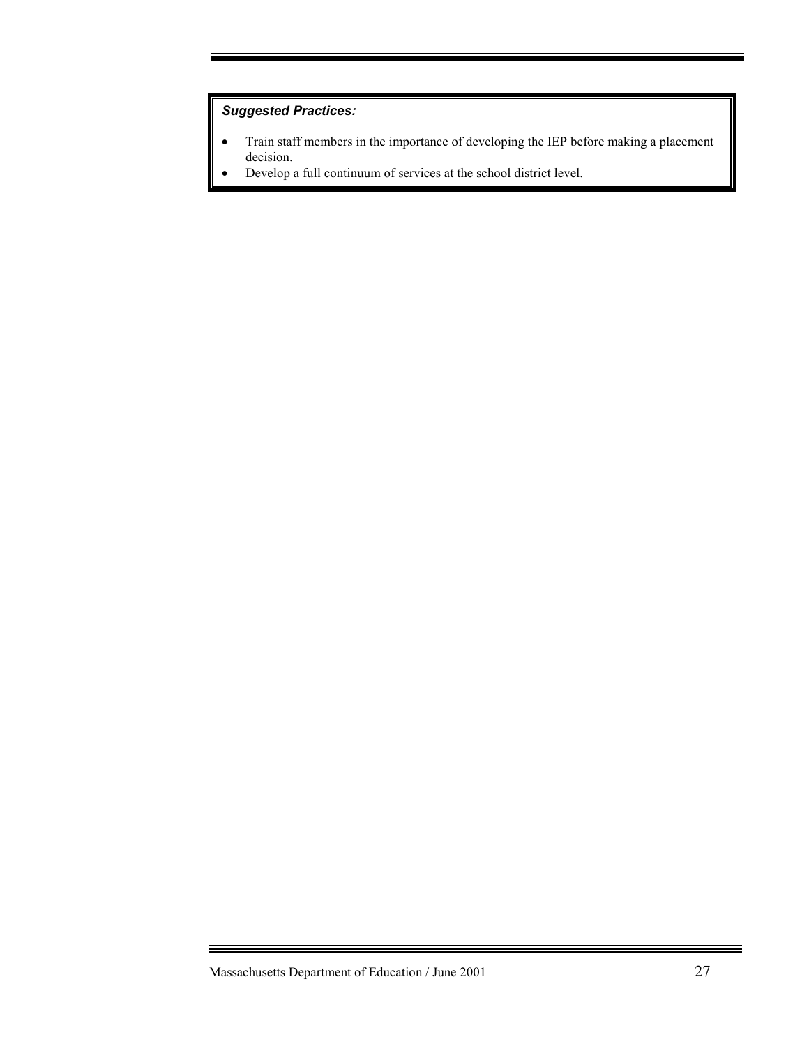***Suggested Practices:***

- Train staff members in the importance of developing the IEP before making a placement decision.
- Develop a full continuum of services at the school district level.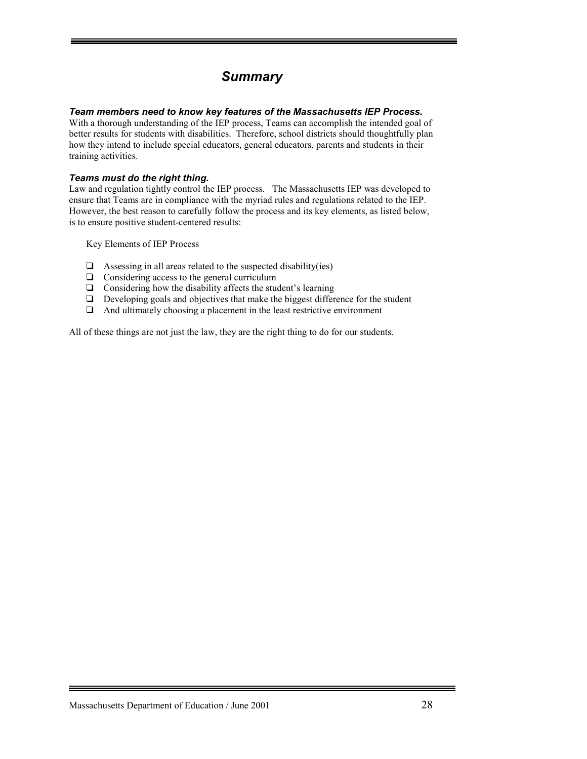# *Summary*

***Team members need to know key features of the Massachusetts IEP Process.***
With a thorough understanding of the IEP process, Teams can accomplish the intended goal of better results for students with disabilities. Therefore, school districts should thoughtfully plan how they intend to include special educators, general educators, parents and students in their training activities.

***Teams must do the right thing.***
Law and regulation tightly control the IEP process. The Massachusetts IEP was developed to ensure that Teams are in compliance with the myriad rules and regulations related to the IEP. However, the best reason to carefully follow the process and its key elements, as listed below, is to ensure positive student-centered results:

Key Elements of IEP Process

- ❑ Assessing in all areas related to the suspected disability(ies)
- ❑ Considering access to the general curriculum
- ❑ Considering how the disability affects the student's learning
- ❑ Developing goals and objectives that make the biggest difference for the student
- ❑ And ultimately choosing a placement in the least restrictive environment

All of these things are not just the law, they are the right thing to do for our students.